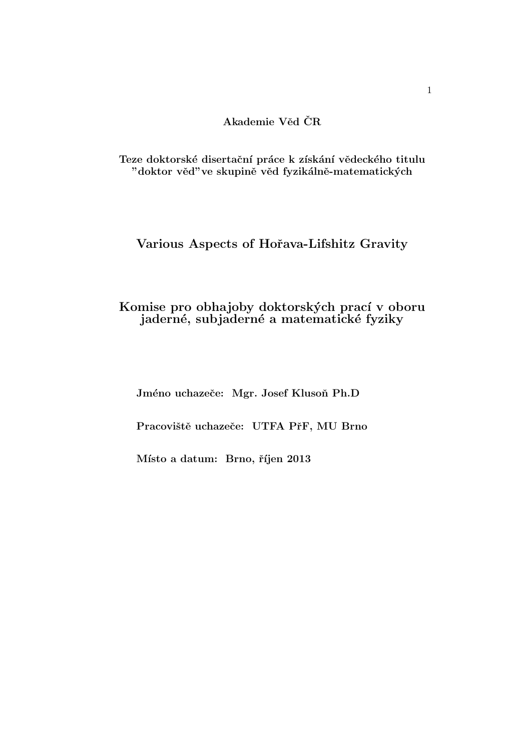**Akademie Věd ČR**

**Teze doktorské disertační práce k získání vědeckého titulu ”doktor věd”ve skupině věd fyzikálně-matematických**

# Various Aspects of Hořava-Lifshitz Gravity

## Komise pro obhajoby doktorských prací v oboru jaderné, subjaderné a matematické fyziky

**Jméno uchazeče: Mgr. Josef Klusoň Ph.D**

**Pracoviště uchazeče: UTFA PřF, MU Brno**

**Místo a datum: Brno, říjen 2013**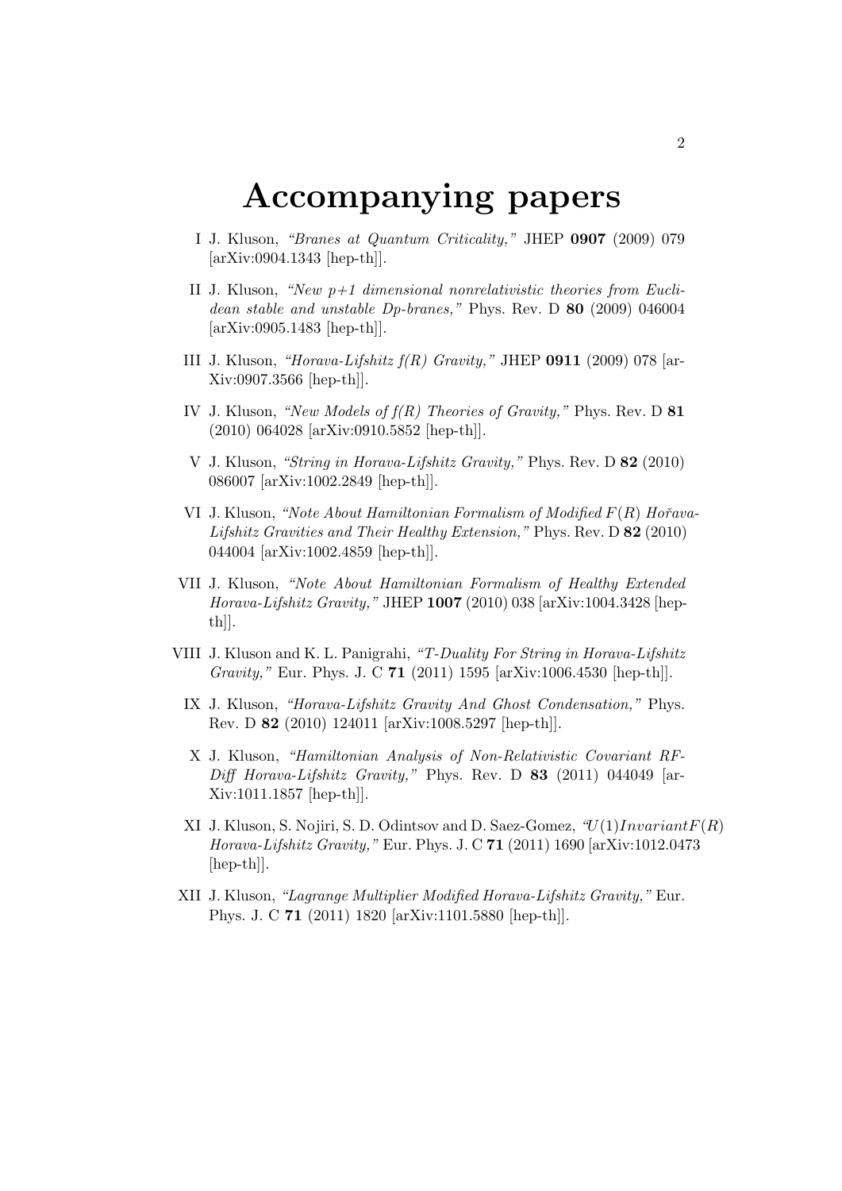# Accompanying papers

I J. Kluson, *"Branes at Quantum Criticality,"* JHEP **0907** (2009) 079 [arXiv:0904.1343 [hep-th]].

II J. Kluson, *"New p+1 dimensional nonrelativistic theories from Euclidean stable and unstable Dp-branes,"* Phys. Rev. D **80** (2009) 046004 [arXiv:0905.1483 [hep-th]].

III J. Kluson, *"Horava-Lifshitz f(R) Gravity,"* JHEP **0911** (2009) 078 [arXiv:0907.3566 [hep-th]].

IV J. Kluson, *"New Models of f(R) Theories of Gravity,"* Phys. Rev. D **81** (2010) 064028 [arXiv:0910.5852 [hep-th]].

V J. Kluson, *"String in Horava-Lifshitz Gravity,"* Phys. Rev. D **82** (2010) 086007 [arXiv:1002.2849 [hep-th]].

VI J. Kluson, *"Note About Hamiltonian Formalism of Modified $F(R)$ Hořava-Lifshitz Gravities and Their Healthy Extension,"* Phys. Rev. D **82** (2010) 044004 [arXiv:1002.4859 [hep-th]].

VII J. Kluson, *"Note About Hamiltonian Formalism of Healthy Extended Horava-Lifshitz Gravity,"* JHEP **1007** (2010) 038 [arXiv:1004.3428 [hep-th]].

VIII J. Kluson and K. L. Panigrahi, *"T-Duality For String in Horava-Lifshitz Gravity,"* Eur. Phys. J. C **71** (2011) 1595 [arXiv:1006.4530 [hep-th]].

IX J. Kluson, *"Horava-Lifshitz Gravity And Ghost Condensation,"* Phys. Rev. D **82** (2010) 124011 [arXiv:1008.5297 [hep-th]].

X J. Kluson, *"Hamiltonian Analysis of Non-Relativistic Covariant RF-Diff Horava-Lifshitz Gravity,"* Phys. Rev. D **83** (2011) 044049 [arXiv:1011.1857 [hep-th]].

XI J. Kluson, S. Nojiri, S. D. Odintsov and D. Saez-Gomez, *"$U(1) Invariant F(R)$ Horava-Lifshitz Gravity,"* Eur. Phys. J. C **71** (2011) 1690 [arXiv:1012.0473 [hep-th]].

XII J. Kluson, *"Lagrange Multiplier Modified Horava-Lifshitz Gravity,"* Eur. Phys. J. C **71** (2011) 1820 [arXiv:1101.5880 [hep-th]].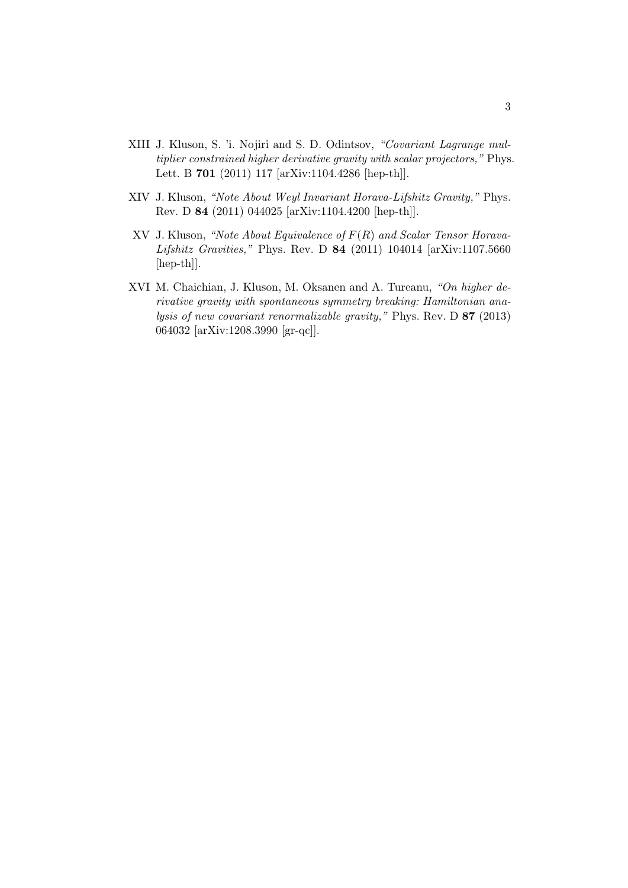XIII J. Kluson, S. 'i. Nojiri and S. D. Odintsov, *"Covariant Lagrange multiplier constrained higher derivative gravity with scalar projectors,"* Phys. Lett. B **701** (2011) 117 [arXiv:1104.4286 [hep-th]].

XIV J. Kluson, *"Note About Weyl Invariant Horava-Lifshitz Gravity,"* Phys. Rev. D **84** (2011) 044025 [arXiv:1104.4200 [hep-th]].

XV J. Kluson, *"Note About Equivalence of $F(R)$ and Scalar Tensor Horava-Lifshitz Gravities,"* Phys. Rev. D **84** (2011) 104014 [arXiv:1107.5660 [hep-th]].

XVI M. Chaichian, J. Kluson, M. Oksanen and A. Tureanu, *"On higher derivative gravity with spontaneous symmetry breaking: Hamiltonian analysis of new covariant renormalizable gravity,"* Phys. Rev. D **87** (2013) 064032 [arXiv:1208.3990 [gr-qc]].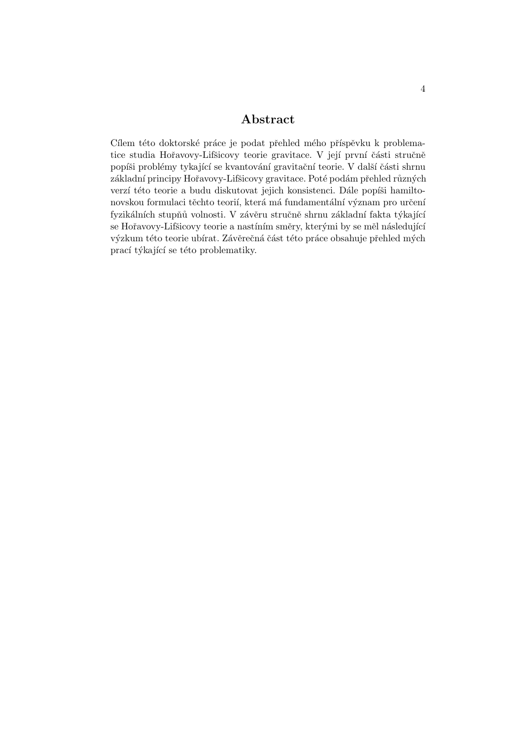## Abstract

Cílem této doktorské práce je podat přehled mého příspěvku k problematice studia Hořavovy-Lifšicovy teorie gravitace. V její první části stručně popíši problémy tykající se kvantování gravitační teorie. V další části shrnu základní principy Hořavovy-Lifšicovy gravitace. Poté podám přehled různých verzí této teorie a budu diskutovat jejich konsistenci. Dále popíši hamiltonovskou formulaci těchto teorií, která má fundamentální význam pro určení fyzikálních stupňů volnosti. V závěru stručně shrnu základní fakta týkající se Hořavovy-Lifšicovy teorie a nastíním směry, kterými by se měl následující výzkum této teorie ubírat. Závěrečná část této práce obsahuje přehled mých prací týkající se této problematiky.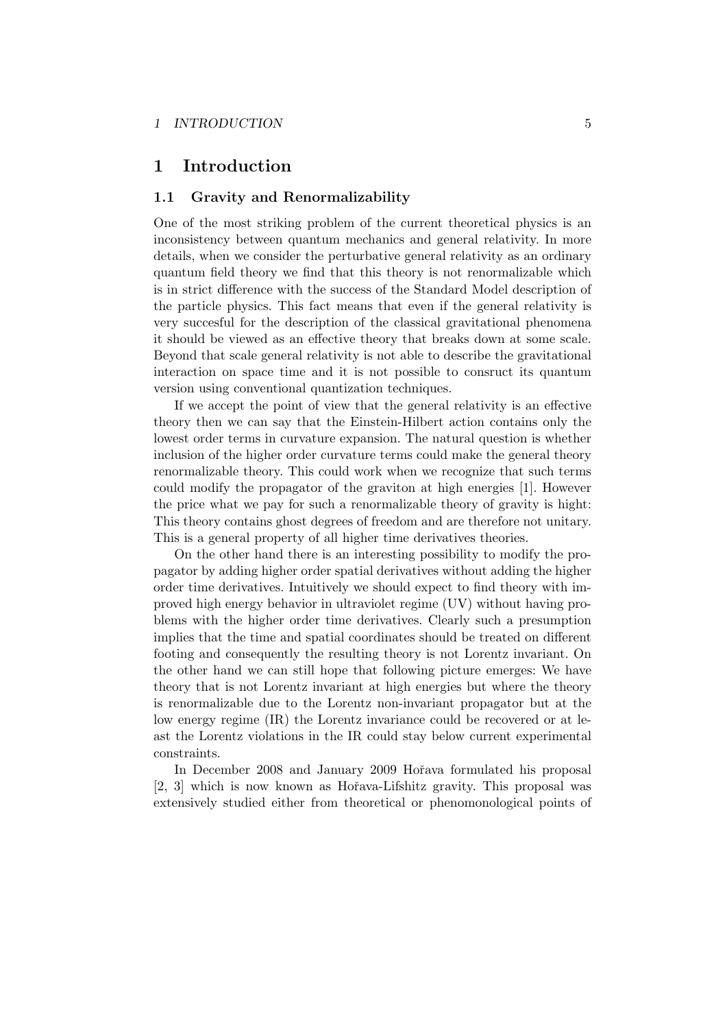# 1 Introduction

## 1.1 Gravity and Renormalizability

One of the most striking problem of the current theoretical physics is an inconsistency between quantum mechanics and general relativity. In more details, when we consider the perturbative general relativity as an ordinary quantum field theory we find that this theory is not renormalizable which is in strict difference with the success of the Standard Model description of the particle physics. This fact means that even if the general relativity is very succesful for the description of the classical gravitational phenomena it should be viewed as an effective theory that breaks down at some scale. Beyond that scale general relativity is not able to describe the gravitational interaction on space time and it is not possible to consruct its quantum version using conventional quantization techniques.

If we accept the point of view that the general relativity is an effective theory then we can say that the Einstein-Hilbert action contains only the lowest order terms in curvature expansion. The natural question is whether inclusion of the higher order curvature terms could make the general theory renormalizable theory. This could work when we recognize that such terms could modify the propagator of the graviton at high energies [1]. However the price what we pay for such a renormalizable theory of gravity is hight: This theory contains ghost degrees of freedom and are therefore not unitary. This is a general property of all higher time derivatives theories.

On the other hand there is an interesting possibility to modify the propagator by adding higher order spatial derivatives without adding the higher order time derivatives. Intuitively we should expect to find theory with improved high energy behavior in ultraviolet regime (UV) without having problems with the higher order time derivatives. Clearly such a presumption implies that the time and spatial coordinates should be treated on different footing and consequently the resulting theory is not Lorentz invariant. On the other hand we can still hope that following picture emerges: We have theory that is not Lorentz invariant at high energies but where the theory is renormalizable due to the Lorentz non-invariant propagator but at the low energy regime (IR) the Lorentz invariance could be recovered or at least the Lorentz violations in the IR could stay below current experimental constraints.

In December 2008 and January 2009 Hořava formulated his proposal [2, 3] which is now known as Hořava-Lifshitz gravity. This proposal was extensively studied either from theoretical or phenomonological points of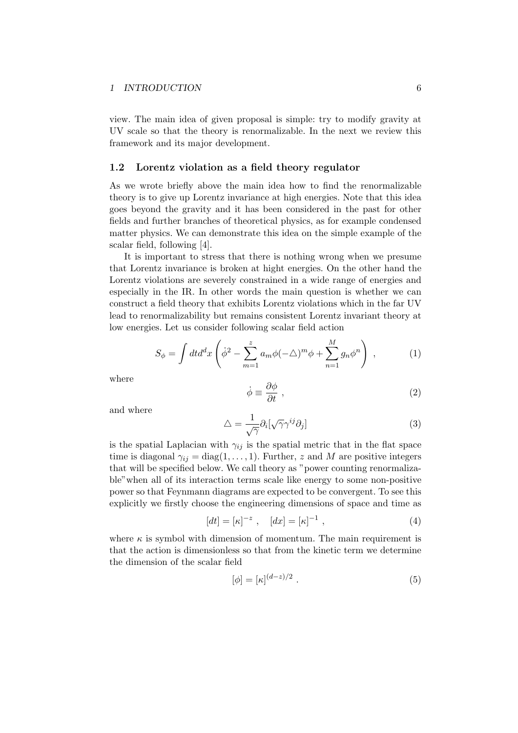view. The main idea of given proposal is simple: try to modify gravity at UV scale so that the theory is renormalizable. In the next we review this framework and its major development.

### 1.2 Lorentz violation as a field theory regulator

As we wrote briefly above the main idea how to find the renormalizable theory is to give up Lorentz invariance at high energies. Note that this idea goes beyond the gravity and it has been considered in the past for other fields and further branches of theoretical physics, as for example condensed matter physics. We can demonstrate this idea on the simple example of the scalar field, following [4].

It is important to stress that there is nothing wrong when we presume that Lorentz invariance is broken at hight energies. On the other hand the Lorentz violations are severely constrained in a wide range of energies and especially in the IR. In other words the main question is whether we can construct a field theory that exhibits Lorentz violations which in the far UV lead to renormalizability but remains consistent Lorentz invariant theory at low energies. Let us consider following scalar field action

$$S_\phi = \int dt d^d x \left( \dot{\phi}^2 - \sum_{m=1}^{z} a_m \phi (-\triangle)^m \phi + \sum_{n=1}^{M} g_n \phi^n \right) , \quad (1)$$

where

$$\dot{\phi} \equiv \frac{\partial \phi}{\partial t} , \quad (2)$$

and where

$$\triangle = \frac{1}{\sqrt{\gamma}} \partial_i [\sqrt{\gamma} \gamma^{ij} \partial_j] \quad (3)$$

is the spatial Laplacian with $\gamma_{ij}$ is the spatial metric that in the flat space time is diagonal $\gamma_{ij} = \mathrm{diag}(1, \dots, 1)$. Further, $z$ and $M$ are positive integers that will be specified below. We call theory as "power counting renormalizable" when all of its interaction terms scale like energy to some non-positive power so that Feynmann diagrams are expected to be convergent. To see this explicitly we firstly choose the engineering dimensions of space and time as

$$[dt] = [\kappa]^{-z} , \quad [dx] = [\kappa]^{-1} , \quad (4)$$

where $\kappa$ is symbol with dimension of momentum. The main requirement is that the action is dimensionless so that from the kinetic term we determine the dimension of the scalar field

$$[\phi] = [\kappa]^{(d-z)/2} . \quad (5)$$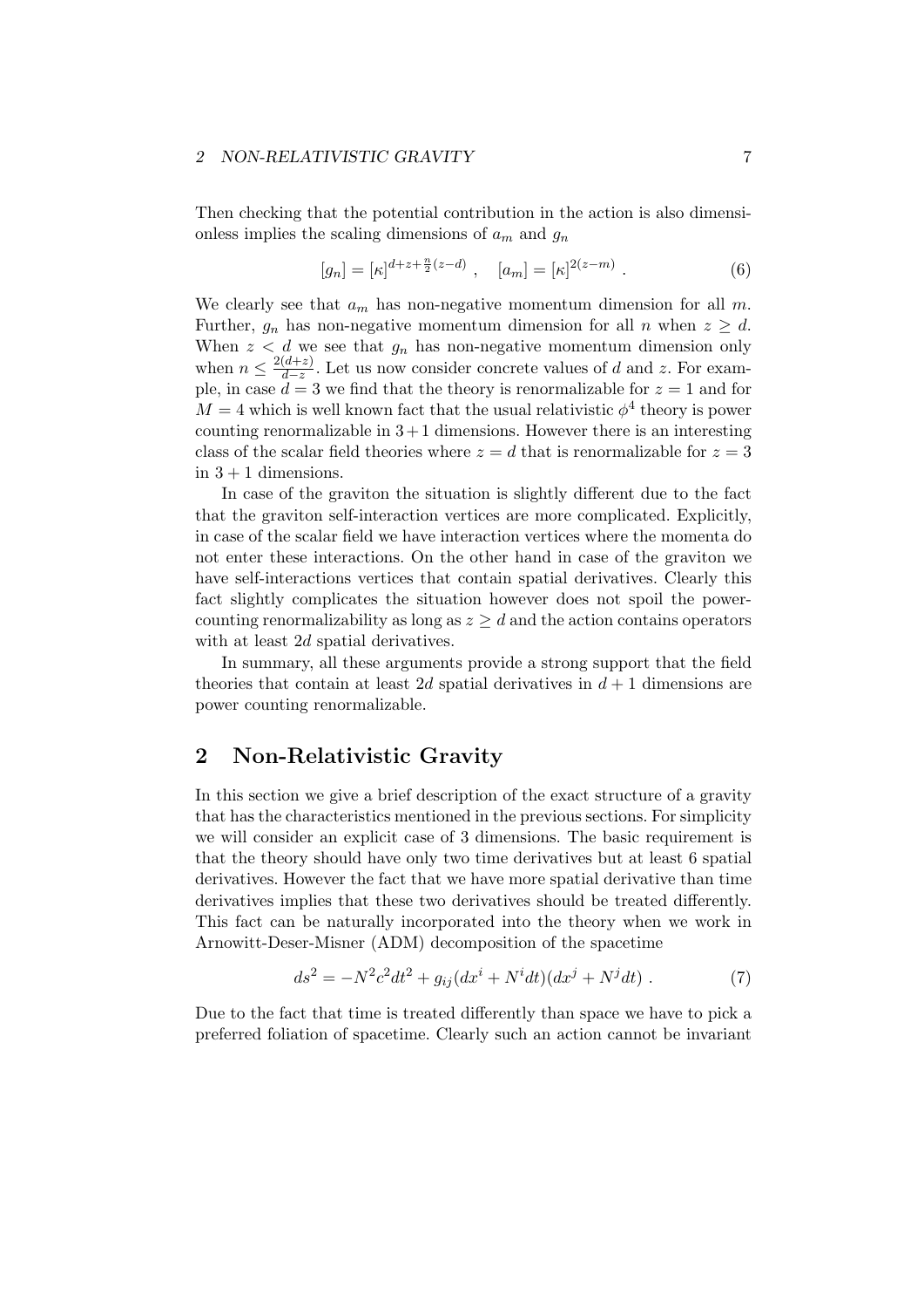Then checking that the potential contribution in the action is also dimensionless implies the scaling dimensions of $a_m$ and $g_n$

$$[g_n] = [\kappa]^{d+z+\frac{n}{2}(z-d)} , \quad [a_m] = [\kappa]^{2(z-m)} . \tag{6}$$

We clearly see that $a_m$ has non-negative momentum dimension for all $m$. Further, $g_n$ has non-negative momentum dimension for all $n$ when $z \geq d$. When $z < d$ we see that $g_n$ has non-negative momentum dimension only when $n \leq \frac{2(d+z)}{d-z}$. Let us now consider concrete values of $d$ and $z$. For example, in case $d = 3$ we find that the theory is renormalizable for $z = 1$ and for $M = 4$ which is well known fact that the usual relativistic $\phi^4$ theory is power counting renormalizable in $3+1$ dimensions. However there is an interesting class of the scalar field theories where $z = d$ that is renormalizable for $z = 3$ in $3 + 1$ dimensions.

In case of the graviton the situation is slightly different due to the fact that the graviton self-interaction vertices are more complicated. Explicitly, in case of the scalar field we have interaction vertices where the momenta do not enter these interactions. On the other hand in case of the graviton we have self-interactions vertices that contain spatial derivatives. Clearly this fact slightly complicates the situation however does not spoil the power-counting renormalizability as long as $z \geq d$ and the action contains operators with at least $2d$ spatial derivatives.

In summary, all these arguments provide a strong support that the field theories that contain at least $2d$ spatial derivatives in $d + 1$ dimensions are power counting renormalizable.

## 2 Non-Relativistic Gravity

In this section we give a brief description of the exact structure of a gravity that has the characteristics mentioned in the previous sections. For simplicity we will consider an explicit case of 3 dimensions. The basic requirement is that the theory should have only two time derivatives but at least 6 spatial derivatives. However the fact that we have more spatial derivative than time derivatives implies that these two derivatives should be treated differently. This fact can be naturally incorporated into the theory when we work in Arnowitt-Deser-Misner (ADM) decomposition of the spacetime

$$ds^2 = -N^2 c^2 dt^2 + g_{ij}(dx^i + N^i dt)(dx^j + N^j dt) . \tag{7}$$

Due to the fact that time is treated differently than space we have to pick a preferred foliation of spacetime. Clearly such an action cannot be invariant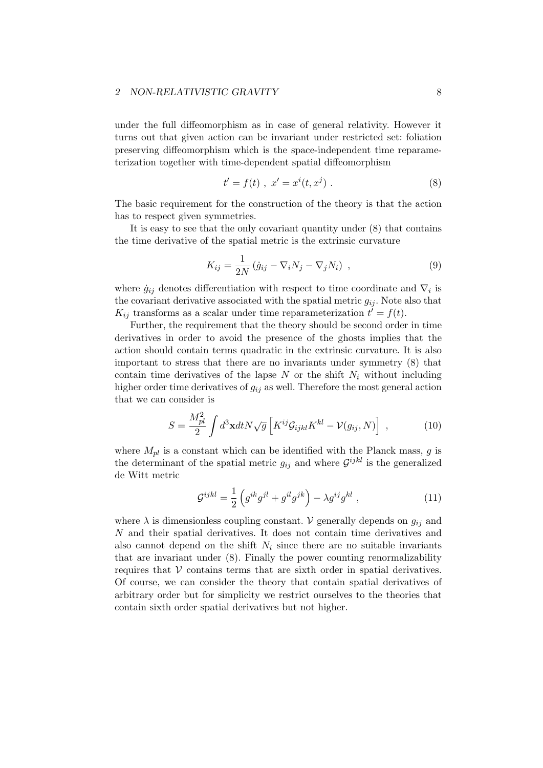under the full diffeomorphism as in case of general relativity. However it turns out that given action can be invariant under restricted set: foliation preserving diffeomorphism which is the space-independent time reparameterization together with time-dependent spatial diffeomorphism

$$t' = f(t) \ , \ x' = x^i(t, x^j) \ . \tag{8}$$

The basic requirement for the construction of the theory is that the action has to respect given symmetries.

It is easy to see that the only covariant quantity under (8) that contains the time derivative of the spatial metric is the extrinsic curvature

$$K_{ij} = \frac{1}{2N} \left( \dot{g}_{ij} - \nabla_i N_j - \nabla_j N_i \right) \ , \tag{9}$$

where $\dot{g}_{ij}$ denotes differentiation with respect to time coordinate and $\nabla_i$ is the covariant derivative associated with the spatial metric $g_{ij}$. Note also that $K_{ij}$ transforms as a scalar under time reparameterization $t' = f(t)$.

Further, the requirement that the theory should be second order in time derivatives in order to avoid the presence of the ghosts implies that the action should contain terms quadratic in the extrinsic curvature. It is also important to stress that there are no invariants under symmetry (8) that contain time derivatives of the lapse $N$ or the shift $N_i$ without including higher order time derivatives of $g_{ij}$ as well. Therefore the most general action that we can consider is

$$S = \frac{M_{pl}^2}{2} \int d^3\mathbf{x} dt N \sqrt{g} \left[ K^{ij} \mathcal{G}_{ijkl} K^{kl} - \mathcal{V}(g_{ij}, N) \right] \ , \tag{10}$$

where $M_{pl}$ is a constant which can be identified with the Planck mass, $g$ is the determinant of the spatial metric $g_{ij}$ and where $\mathcal{G}^{ijkl}$ is the generalized de Witt metric

$$\mathcal{G}^{ijkl} = \frac{1}{2} \left( g^{ik} g^{jl} + g^{il} g^{jk} \right) - \lambda g^{ij} g^{kl} \ , \tag{11}$$

where $\lambda$ is dimensionless coupling constant. $\mathcal{V}$ generally depends on $g_{ij}$ and $N$ and their spatial derivatives. It does not contain time derivatives and also cannot depend on the shift $N_i$ since there are no suitable invariants that are invariant under (8). Finally the power counting renormalizability requires that $\mathcal{V}$ contains terms that are sixth order in spatial derivatives. Of course, we can consider the theory that contain spatial derivatives of arbitrary order but for simplicity we restrict ourselves to the theories that contain sixth order spatial derivatives but not higher.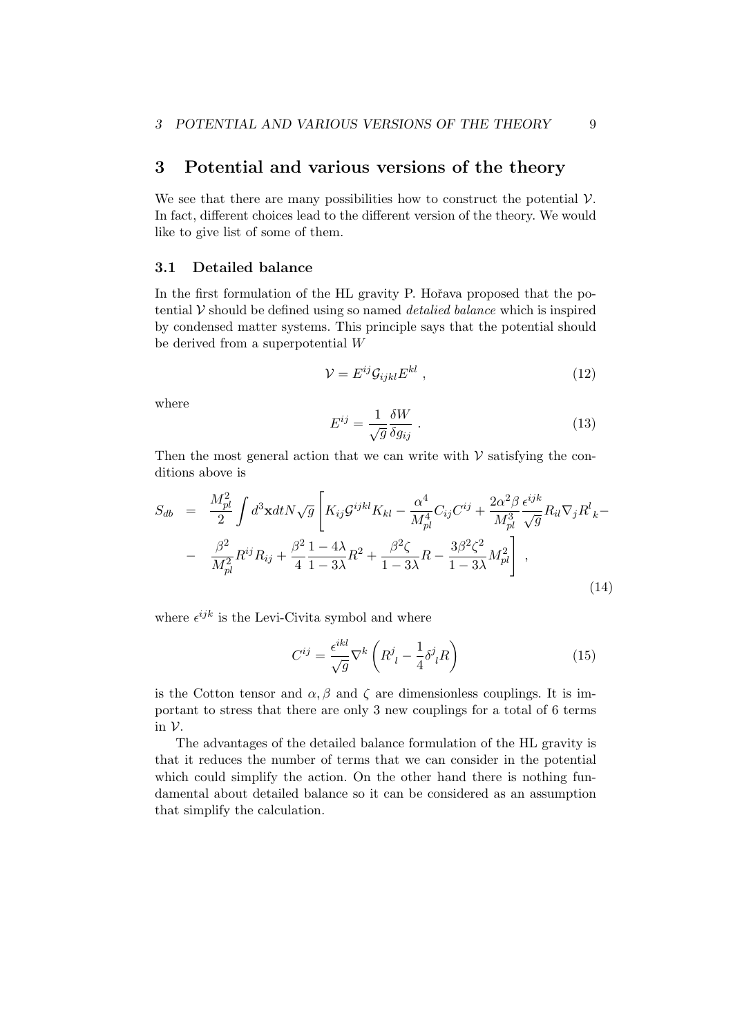## 3 Potential and various versions of the theory

We see that there are many possibilities how to construct the potential $\mathcal{V}$. In fact, different choices lead to the different version of the theory. We would like to give list of some of them.

### 3.1 Detailed balance

In the first formulation of the HL gravity P. Hořava proposed that the potential $\mathcal{V}$ should be defined using so named *detalied balance* which is inspired by condensed matter systems. This principle says that the potential should be derived from a superpotential $W$

$$\mathcal{V} = E^{ij}\mathcal{G}_{ijkl}E^{kl} \ , \tag{12}$$

where

$$E^{ij} = \frac{1}{\sqrt{g}}\frac{\delta W}{\delta g_{ij}} \ . \tag{13}$$

Then the most general action that we can write with $\mathcal{V}$ satisfying the conditions above is

$$\begin{aligned} S_{db} &= \frac{M_{pl}^2}{2}\int d^3\mathbf{x}dtN\sqrt{g}\left[K_{ij}\mathcal{G}^{ijkl}K_{kl} - \frac{\alpha^4}{M_{pl}^4}C_{ij}C^{ij} + \frac{2\alpha^2\beta}{M_{pl}^3}\frac{\epsilon^{ijk}}{\sqrt{g}}R_{il}\nabla_j R^l{}_k - \right. \\ &- \left. \frac{\beta^2}{M_{pl}^2}R^{ij}R_{ij} + \frac{\beta^2}{4}\frac{1-4\lambda}{1-3\lambda}R^2 + \frac{\beta^2\zeta}{1-3\lambda}R - \frac{3\beta^2\zeta^2}{1-3\lambda}M_{pl}^2\right] \ , \end{aligned} \tag{14}$$

where $\epsilon^{ijk}$ is the Levi-Civita symbol and where

$$C^{ij} = \frac{\epsilon^{ikl}}{\sqrt{g}}\nabla^k\left(R^j{}_l - \frac{1}{4}\delta^j{}_l R\right) \tag{15}$$

is the Cotton tensor and $\alpha, \beta$ and $\zeta$ are dimensionless couplings. It is important to stress that there are only 3 new couplings for a total of 6 terms in $\mathcal{V}$.

The advantages of the detailed balance formulation of the HL gravity is that it reduces the number of terms that we can consider in the potential which could simplify the action. On the other hand there is nothing fundamental about detailed balance so it can be considered as an assumption that simplify the calculation.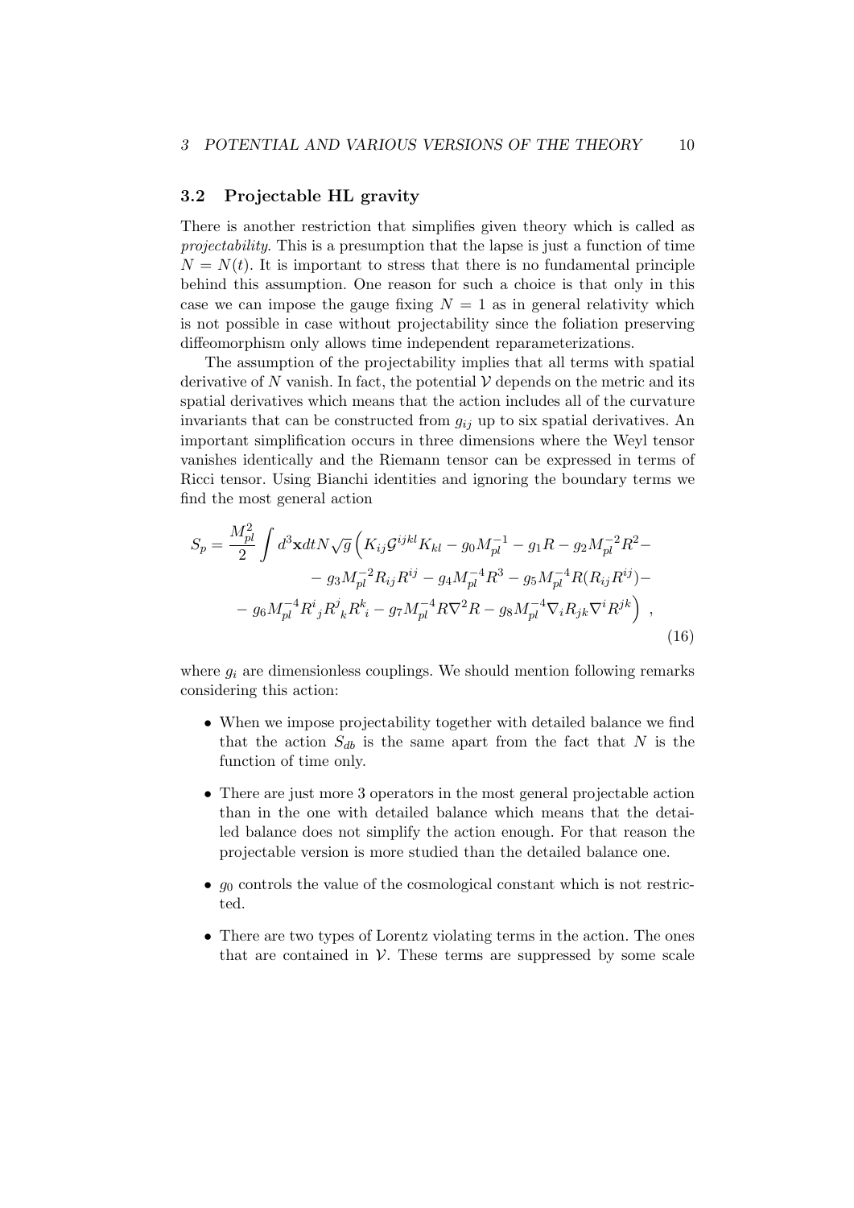### 3.2 Projectable HL gravity

There is another restriction that simplifies given theory which is called as *projectability*. This is a presumption that the lapse is just a function of time $N = N(t)$. It is important to stress that there is no fundamental principle behind this assumption. One reason for such a choice is that only in this case we can impose the gauge fixing $N = 1$ as in general relativity which is not possible in case without projectability since the foliation preserving diffeomorphism only allows time independent reparameterizations.

The assumption of the projectability implies that all terms with spatial derivative of $N$ vanish. In fact, the potential $\mathcal{V}$ depends on the metric and its spatial derivatives which means that the action includes all of the curvature invariants that can be constructed from $g_{ij}$ up to six spatial derivatives. An important simplification occurs in three dimensions where the Weyl tensor vanishes identically and the Riemann tensor can be expressed in terms of Ricci tensor. Using Bianchi identities and ignoring the boundary terms we find the most general action

$$
\begin{aligned}
S_p = \frac{M_{pl}^2}{2} \int d^3\mathbf{x} dt N \sqrt{g} \Big( & K_{ij} \mathcal{G}^{ijkl} K_{kl} - g_0 M_{pl}^{-1} - g_1 R - g_2 M_{pl}^{-2} R^2 - \\
& - g_3 M_{pl}^{-2} R_{ij} R^{ij} - g_4 M_{pl}^{-4} R^3 - g_5 M_{pl}^{-4} R (R_{ij} R^{ij}) - \\
& - g_6 M_{pl}^{-4} R^i{}_j R^j{}_k R^k{}_i - g_7 M_{pl}^{-4} R \nabla^2 R - g_8 M_{pl}^{-4} \nabla_i R_{jk} \nabla^i R^{jk} \Big) ,
\end{aligned}
\tag{16}
$$

where $g_i$ are dimensionless couplings. We should mention following remarks considering this action:

- When we impose projectability together with detailed balance we find that the action $S_{db}$ is the same apart from the fact that $N$ is the function of time only.
- There are just more 3 operators in the most general projectable action than in the one with detailed balance which means that the detailed balance does not simplify the action enough. For that reason the projectable version is more studied than the detailed balance one.
- $g_0$ controls the value of the cosmological constant which is not restricted.
- There are two types of Lorentz violating terms in the action. The ones that are contained in $\mathcal{V}$. These terms are suppressed by some scale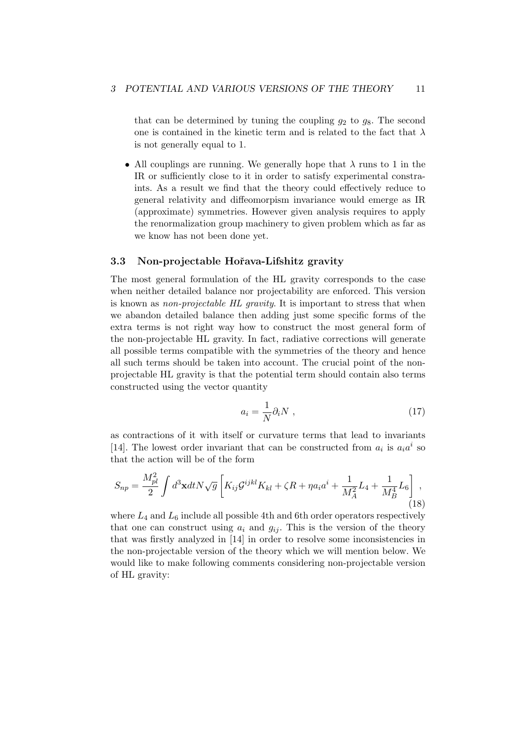that can be determined by tuning the coupling $g_2$ to $g_8$. The second one is contained in the kinetic term and is related to the fact that $\lambda$ is not generally equal to 1.

- All couplings are running. We generally hope that $\lambda$ runs to 1 in the IR or sufficiently close to it in order to satisfy experimental constraints. As a result we find that the theory could effectively reduce to general relativity and diffeomorpism invariance would emerge as IR (approximate) symmetries. However given analysis requires to apply the renormalization group machinery to given problem which as far as we know has not been done yet.

### 3.3 Non-projectable Hořava-Lifshitz gravity

The most general formulation of the HL gravity corresponds to the case when neither detailed balance nor projectability are enforced. This version is known as *non-projectable HL gravity*. It is important to stress that when we abandon detailed balance then adding just some specific forms of the extra terms is not right way how to construct the most general form of the non-projectable HL gravity. In fact, radiative corrections will generate all possible terms compatible with the symmetries of the theory and hence all such terms should be taken into account. The crucial point of the non-projectable HL gravity is that the potential term should contain also terms constructed using the vector quantity

$$a_i = \frac{1}{N}\partial_i N \ , \tag{17}$$

as contractions of it with itself or curvature terms that lead to invariants [14]. The lowest order invariant that can be constructed from $a_i$ is $a_i a^i$ so that the action will be of the form

$$S_{np} = \frac{M_{pl}^2}{2}\int d^3\mathbf{x} dt N\sqrt{g}\left[K_{ij}\mathcal{G}^{ijkl}K_{kl} + \zeta R + \eta a_i a^i + \frac{1}{M_A^2}L_4 + \frac{1}{M_B^4}L_6\right] \ , \tag{18}$$

where $L_4$ and $L_6$ include all possible 4th and 6th order operators respectively that one can construct using $a_i$ and $g_{ij}$. This is the version of the theory that was firstly analyzed in [14] in order to resolve some inconsistencies in the non-projectable version of the theory which we will mention below. We would like to make following comments considering non-projectable version of HL gravity: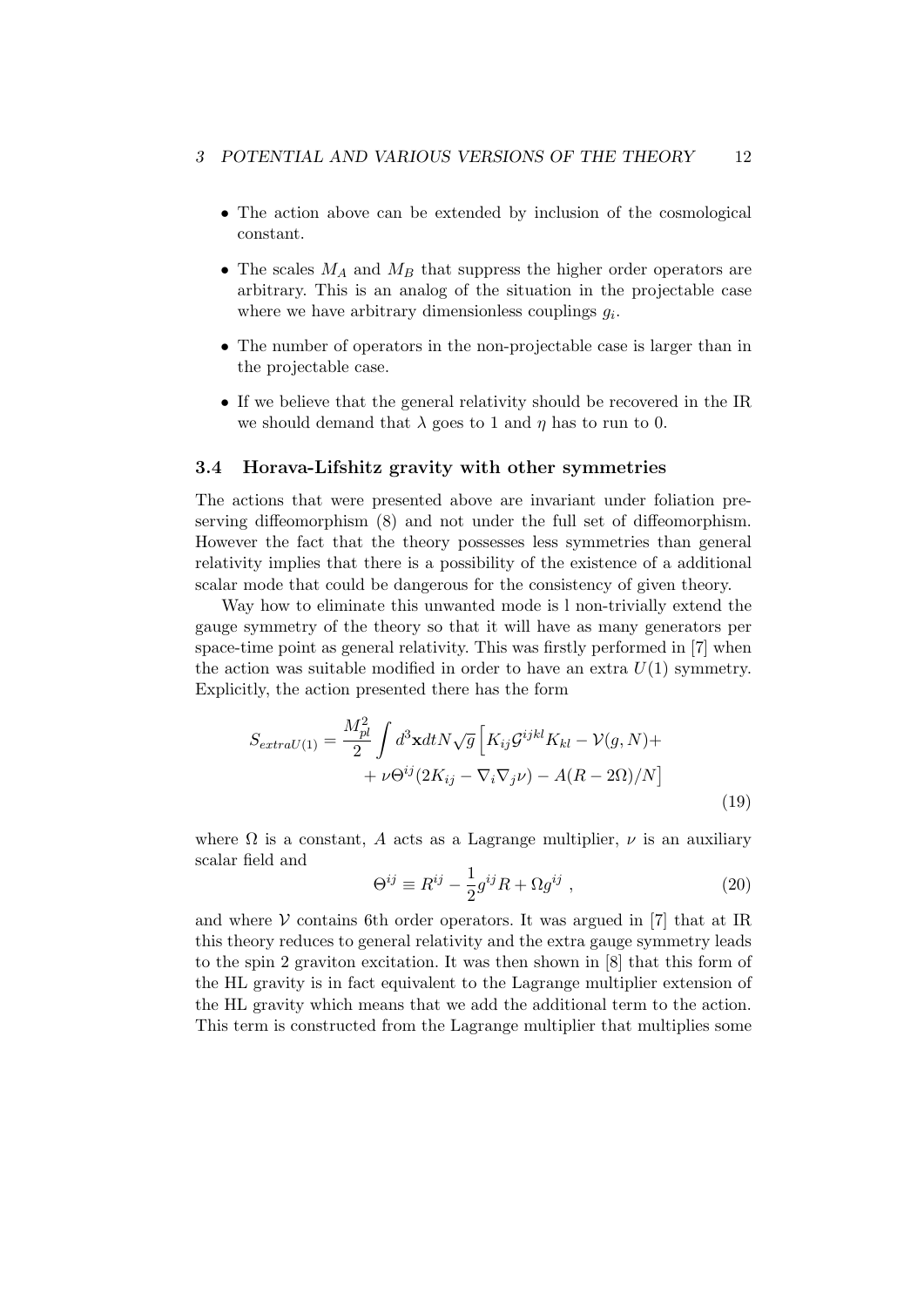- The action above can be extended by inclusion of the cosmological constant.
- The scales $M_A$ and $M_B$ that suppress the higher order operators are arbitrary. This is an analog of the situation in the projectable case where we have arbitrary dimensionless couplings $g_i$.
- The number of operators in the non-projectable case is larger than in the projectable case.
- If we believe that the general relativity should be recovered in the IR we should demand that $\lambda$ goes to 1 and $\eta$ has to run to 0.

### 3.4 Horava-Lifshitz gravity with other symmetries

The actions that were presented above are invariant under foliation preserving diffeomorphism (8) and not under the full set of diffeomorphism. However the fact that the theory possesses less symmetries than general relativity implies that there is a possibility of the existence of a additional scalar mode that could be dangerous for the consistency of given theory.

Way how to eliminate this unwanted mode is l non-trivially extend the gauge symmetry of the theory so that it will have as many generators per space-time point as general relativity. This was firstly performed in [7] when the action was suitable modified in order to have an extra $U(1)$ symmetry. Explicitly, the action presented there has the form

$$S_{extraU(1)} = \frac{M_{pl}^2}{2}\int d^3\mathbf{x}dtN\sqrt{g}\Big[K_{ij}\mathcal{G}^{ijkl}K_{kl} - \mathcal{V}(g,N) + \\ + \nu\Theta^{ij}(2K_{ij} - \nabla_i\nabla_j\nu) - A(R-2\Omega)/N\Big] \tag{19}$$

where $\Omega$ is a constant, $A$ acts as a Lagrange multiplier, $\nu$ is an auxiliary scalar field and

$$\Theta^{ij} \equiv R^{ij} - \frac{1}{2}g^{ij}R + \Omega g^{ij} \ , \tag{20}$$

and where $\mathcal{V}$ contains 6th order operators. It was argued in [7] that at IR this theory reduces to general relativity and the extra gauge symmetry leads to the spin 2 graviton excitation. It was then shown in [8] that this form of the HL gravity is in fact equivalent to the Lagrange multiplier extension of the HL gravity which means that we add the additional term to the action. This term is constructed from the Lagrange multiplier that multiplies some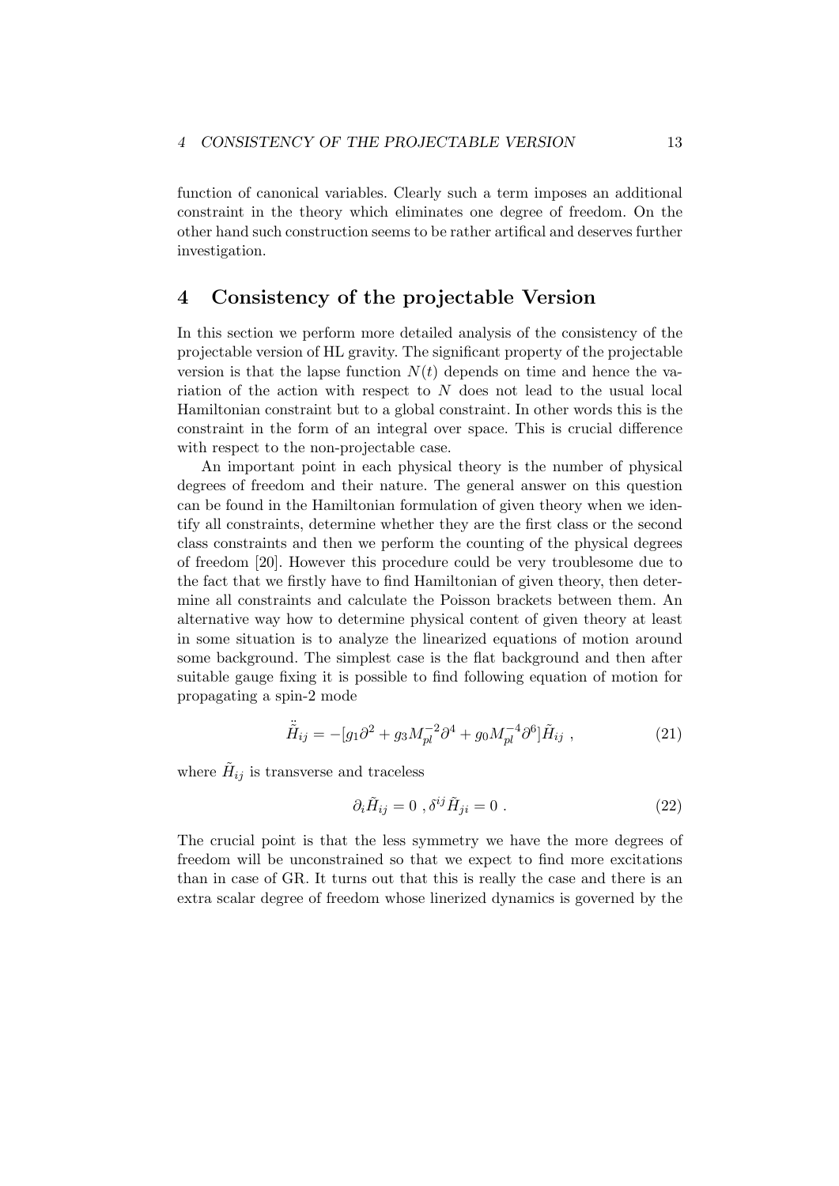function of canonical variables. Clearly such a term imposes an additional constraint in the theory which eliminates one degree of freedom. On the other hand such construction seems to be rather artifical and deserves further investigation.

## 4 Consistency of the projectable Version

In this section we perform more detailed analysis of the consistency of the projectable version of HL gravity. The significant property of the projectable version is that the lapse function $N(t)$ depends on time and hence the variation of the action with respect to $N$ does not lead to the usual local Hamiltonian constraint but to a global constraint. In other words this is the constraint in the form of an integral over space. This is crucial difference with respect to the non-projectable case.

An important point in each physical theory is the number of physical degrees of freedom and their nature. The general answer on this question can be found in the Hamiltonian formulation of given theory when we identify all constraints, determine whether they are the first class or the second class constraints and then we perform the counting of the physical degrees of freedom [20]. However this procedure could be very troublesome due to the fact that we firstly have to find Hamiltonian of given theory, then determine all constraints and calculate the Poisson brackets between them. An alternative way how to determine physical content of given theory at least in some situation is to analyze the linearized equations of motion around some background. The simplest case is the flat background and then after suitable gauge fixing it is possible to find following equation of motion for propagating a spin-2 mode

$$\ddot{\tilde{H}}_{ij} = -[g_1\partial^2 + g_3 M_{pl}^{-2}\partial^4 + g_0 M_{pl}^{-4}\partial^6]\tilde{H}_{ij} \ , \tag{21}$$

where $\tilde{H}_{ij}$ is transverse and traceless

$$\partial_i \tilde{H}_{ij} = 0 \ , \delta^{ij}\tilde{H}_{ji} = 0 \ . \tag{22}$$

The crucial point is that the less symmetry we have the more degrees of freedom will be unconstrained so that we expect to find more excitations than in case of GR. It turns out that this is really the case and there is an extra scalar degree of freedom whose linerized dynamics is governed by the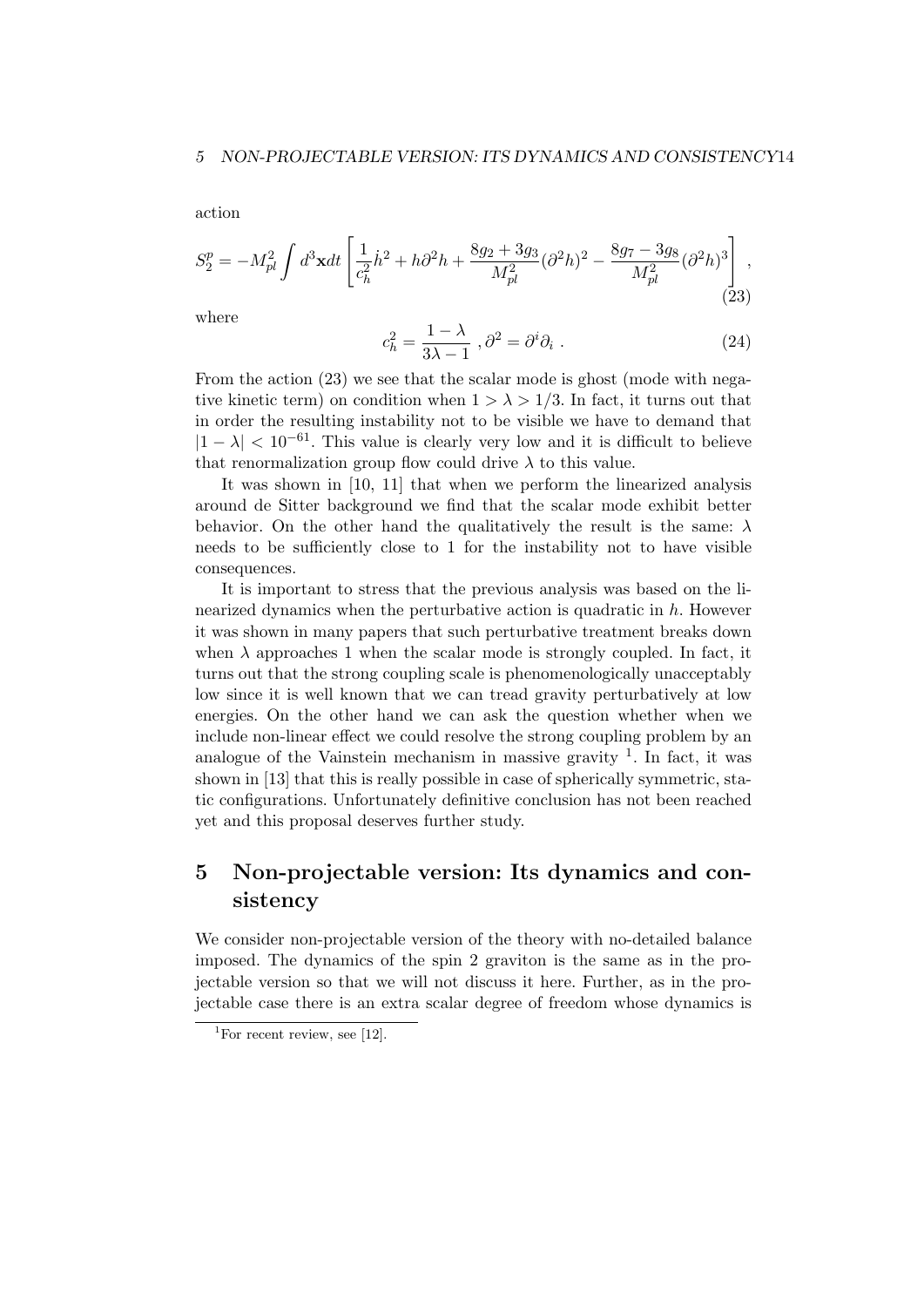action

$$S_2^p = -M_{pl}^2 \int d^3\mathbf{x}dt \left[ \frac{1}{c_h^2}\dot{h}^2 + h\partial^2 h + \frac{8g_2 + 3g_3}{M_{pl}^2}(\partial^2 h)^2 - \frac{8g_7 - 3g_8}{M_{pl}^2}(\partial^2 h)^3 \right] , \tag{23}$$

where

$$c_h^2 = \frac{1-\lambda}{3\lambda - 1} \; , \partial^2 = \partial^i \partial_i \; . \tag{24}$$

From the action (23) we see that the scalar mode is ghost (mode with negative kinetic term) on condition when $1 > \lambda > 1/3$. In fact, it turns out that in order the resulting instability not to be visible we have to demand that $|1 - \lambda| < 10^{-61}$. This value is clearly very low and it is difficult to believe that renormalization group flow could drive $\lambda$ to this value.

It was shown in [10, 11] that when we perform the linearized analysis around de Sitter background we find that the scalar mode exhibit better behavior. On the other hand the qualitatively the result is the same: $\lambda$ needs to be sufficiently close to 1 for the instability not to have visible consequences.

It is important to stress that the previous analysis was based on the linearized dynamics when the perturbative action is quadratic in $h$. However it was shown in many papers that such perturbative treatment breaks down when $\lambda$ approaches 1 when the scalar mode is strongly coupled. In fact, it turns out that the strong coupling scale is phenomenologically unacceptably low since it is well known that we can tread gravity perturbatively at low energies. On the other hand we can ask the question whether when we include non-linear effect we could resolve the strong coupling problem by an analogue of the Vainstein mechanism in massive gravity [1]. In fact, it was shown in [13] that this is really possible in case of spherically symmetric, static configurations. Unfortunately definitive conclusion has not been reached yet and this proposal deserves further study.

# 5 Non-projectable version: Its dynamics and consistency

We consider non-projectable version of the theory with no-detailed balance imposed. The dynamics of the spin 2 graviton is the same as in the projectable version so that we will not discuss it here. Further, as in the projectable case there is an extra scalar degree of freedom whose dynamics is

[1] For recent review, see [12].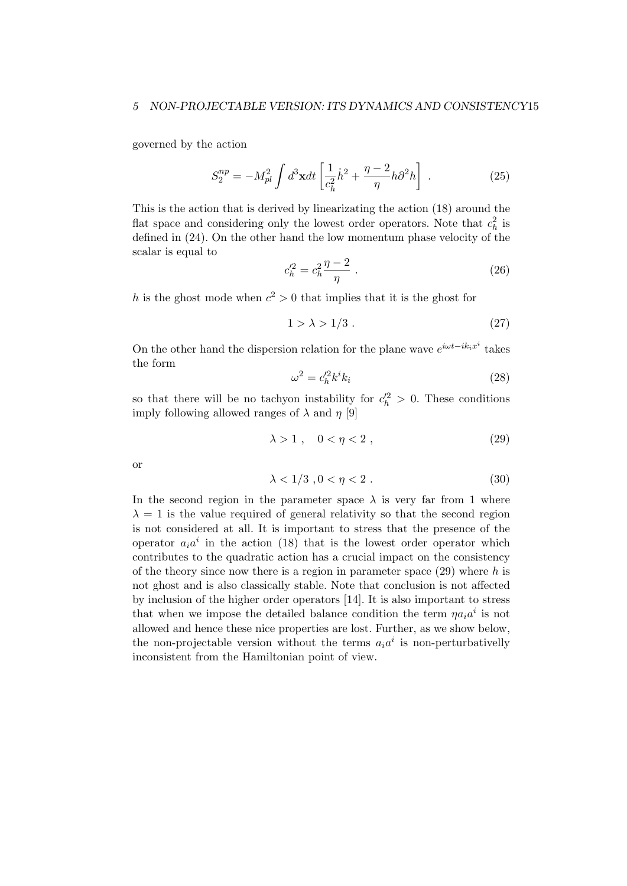governed by the action

$$S_2^{np} = -M_{pl}^2 \int d^3\mathbf{x}dt \left[ \frac{1}{c_h^2}\dot{h}^2 + \frac{\eta - 2}{\eta} h\partial^2 h \right] . \tag{25}$$

This is the action that is derived by linearizating the action (18) around the flat space and considering only the lowest order operators. Note that $c_h^2$ is defined in (24). On the other hand the low momentum phase velocity of the scalar is equal to

$$c_h'^2 = c_h^2 \frac{\eta - 2}{\eta} . \tag{26}$$

$h$ is the ghost mode when $c^2 > 0$ that implies that it is the ghost for

$$1 > \lambda > 1/3 . \tag{27}$$

On the other hand the dispersion relation for the plane wave $e^{i\omega t - ik_i x^i}$ takes the form

$$\omega^2 = c_h'^2 k^i k_i \tag{28}$$

so that there will be no tachyon instability for $c_h'^2 > 0$. These conditions imply following allowed ranges of $\lambda$ and $\eta$ [9]

$$\lambda > 1 , \quad 0 < \eta < 2 , \tag{29}$$

or

$$\lambda < 1/3 , 0 < \eta < 2 . \tag{30}$$

In the second region in the parameter space $\lambda$ is very far from 1 where $\lambda = 1$ is the value required of general relativity so that the second region is not considered at all. It is important to stress that the presence of the operator $a_i a^i$ in the action (18) that is the lowest order operator which contributes to the quadratic action has a crucial impact on the consistency of the theory since now there is a region in parameter space (29) where $h$ is not ghost and is also classically stable. Note that conclusion is not affected by inclusion of the higher order operators [14]. It is also important to stress that when we impose the detailed balance condition the term $\eta a_i a^i$ is not allowed and hence these nice properties are lost. Further, as we show below, the non-projectable version without the terms $a_i a^i$ is non-perturbativelly inconsistent from the Hamiltonian point of view.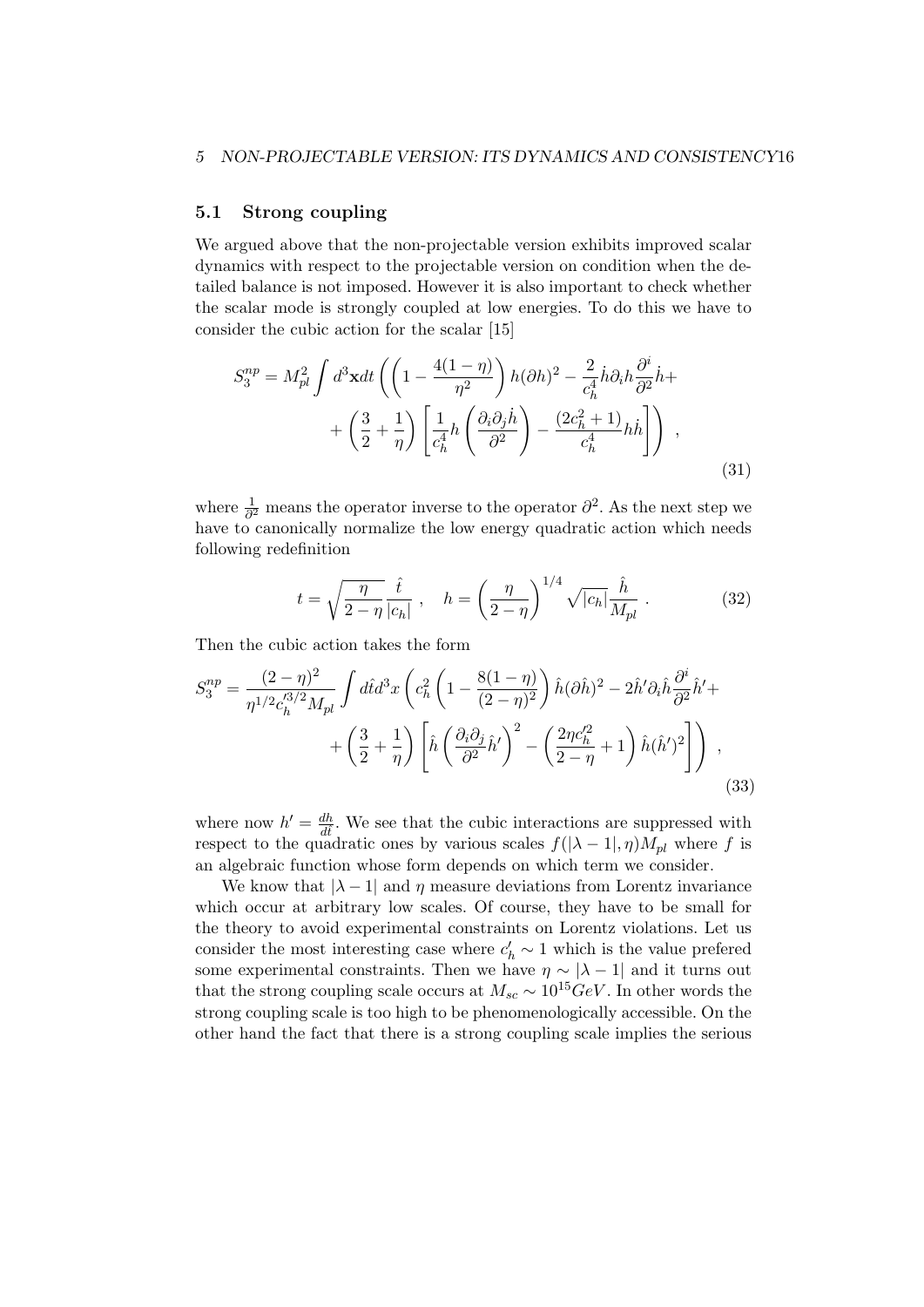### 5.1 Strong coupling

We argued above that the non-projectable version exhibits improved scalar dynamics with respect to the projectable version on condition when the detailed balance is not imposed. However it is also important to check whether the scalar mode is strongly coupled at low energies. To do this we have to consider the cubic action for the scalar [15]

$$
S_3^{np} = M_{pl}^2 \int d^3\mathbf{x} dt \left( \left( 1 - \frac{4(1-\eta)}{\eta^2} \right) h(\partial h)^2 - \frac{2}{c_h^4} \dot{h} \partial_i h \frac{\partial^i}{\partial^2} \dot{h} + \right.
$$
$$
\left. + \left( \frac{3}{2} + \frac{1}{\eta} \right) \left[ \frac{1}{c_h^4} h \left( \frac{\partial_i \partial_j \dot{h}}{\partial^2} \right) - \frac{(2c_h^2+1)}{c_h^4} h \dot{h} \right] \right) \ , \tag{31}
$$

where $\frac{1}{\partial^2}$ means the operator inverse to the operator $\partial^2$. As the next step we have to canonically normalize the low energy quadratic action which needs following redefinition

$$
t = \sqrt{\frac{\eta}{2-\eta}} \frac{\hat{t}}{|c_h|} \ , \quad h = \left( \frac{\eta}{2-\eta} \right)^{1/4} \sqrt{|c_h|} \frac{\hat{h}}{M_{pl}} \ . \tag{32}
$$

Then the cubic action takes the form

$$
S_3^{np} = \frac{(2-\eta)^2}{\eta^{1/2} c_h'^{3/2} M_{pl}} \int d\hat{t} d^3x \left( c_h^2 \left( 1 - \frac{8(1-\eta)}{(2-\eta)^2} \right) \hat{h} (\partial \hat{h})^2 - 2 \hat{h}' \partial_i \hat{h} \frac{\partial^i}{\partial^2} \hat{h}' + \right.
$$
$$
\left. + \left( \frac{3}{2} + \frac{1}{\eta} \right) \left[ \hat{h} \left( \frac{\partial_i \partial_j}{\partial^2} \hat{h}' \right)^2 - \left( \frac{2\eta c_h'^2}{2-\eta} + 1 \right) \hat{h} (\hat{h}')^2 \right] \right) \ , \tag{33}
$$

where now $h' = \frac{dh}{dt}$. We see that the cubic interactions are suppressed with respect to the quadratic ones by various scales $f(|\lambda - 1|, \eta) M_{pl}$ where $f$ is an algebraic function whose form depends on which term we consider.

We know that $|\lambda - 1|$ and $\eta$ measure deviations from Lorentz invariance which occur at arbitrary low scales. Of course, they have to be small for the theory to avoid experimental constraints on Lorentz violations. Let us consider the most interesting case where $c_h' \sim 1$ which is the value prefered some experimental constraints. Then we have $\eta \sim |\lambda - 1|$ and it turns out that the strong coupling scale occurs at $M_{sc} \sim 10^{15} GeV$. In other words the strong coupling scale is too high to be phenomenologically accessible. On the other hand the fact that there is a strong coupling scale implies the serious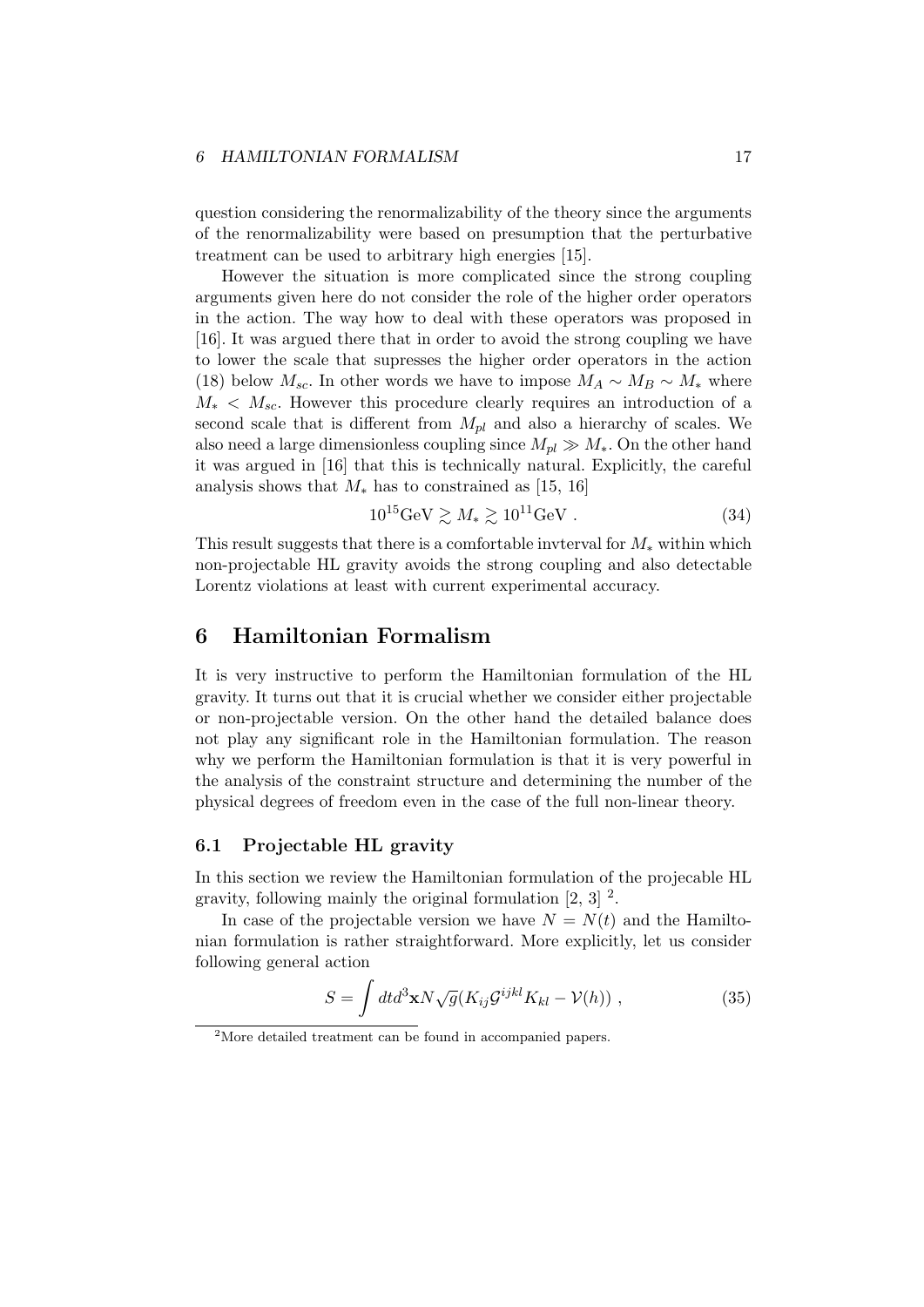question considering the renormalizability of the theory since the arguments of the renormalizability were based on presumption that the perturbative treatment can be used to arbitrary high energies [15].

However the situation is more complicated since the strong coupling arguments given here do not consider the role of the higher order operators in the action. The way how to deal with these operators was proposed in [16]. It was argued there that in order to avoid the strong coupling we have to lower the scale that supresses the higher order operators in the action (18) below $M_{sc}$. In other words we have to impose $M_A \sim M_B \sim M_*$ where $M_* < M_{sc}$. However this procedure clearly requires an introduction of a second scale that is different from $M_{pl}$ and also a hierarchy of scales. We also need a large dimensionless coupling since $M_{pl} \gg M_*$. On the other hand it was argued in [16] that this is technically natural. Explicitly, the careful analysis shows that $M_*$ has to constrained as [15, 16]

$$10^{15}\text{GeV} \gtrsim M_* \gtrsim 10^{11}\text{GeV} . \tag{34}$$

This result suggests that there is a comfortable invterval for $M_*$ within which non-projectable HL gravity avoids the strong coupling and also detectable Lorentz violations at least with current experimental accuracy.

# 6 Hamiltonian Formalism

It is very instructive to perform the Hamiltonian formulation of the HL gravity. It turns out that it is crucial whether we consider either projectable or non-projectable version. On the other hand the detailed balance does not play any significant role in the Hamiltonian formulation. The reason why we perform the Hamiltonian formulation is that it is very powerful in the analysis of the constraint structure and determining the number of the physical degrees of freedom even in the case of the full non-linear theory.

## 6.1 Projectable HL gravity

In this section we review the Hamiltonian formulation of the projecable HL gravity, following mainly the original formulation [2, 3] [2].

In case of the projectable version we have $N = N(t)$ and the Hamiltonian formulation is rather straightforward. More explicitly, let us consider following general action

$$S = \int dt d^3\mathbf{x} N\sqrt{g}(K_{ij}\mathcal{G}^{ijkl}K_{kl} - \mathcal{V}(h)) , \tag{35}$$

[2] More detailed treatment can be found in accompanied papers.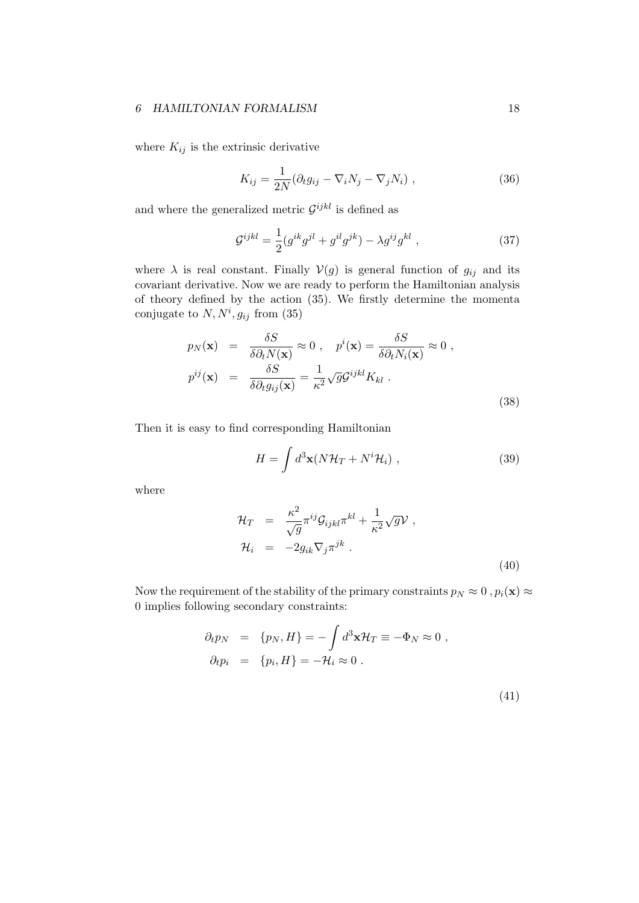where $K_{ij}$ is the extrinsic derivative

$$K_{ij} = \frac{1}{2N}(\partial_t g_{ij} - \nabla_i N_j - \nabla_j N_i) \ , \tag{36}$$

and where the generalized metric $\mathcal{G}^{ijkl}$ is defined as

$$\mathcal{G}^{ijkl} = \frac{1}{2}(g^{ik}g^{jl} + g^{il}g^{jk}) - \lambda g^{ij}g^{kl} \ , \tag{37}$$

where $\lambda$ is real constant. Finally $\mathcal{V}(g)$ is general function of $g_{ij}$ and its covariant derivative. Now we are ready to perform the Hamiltonian analysis of theory defined by the action (35). We firstly determine the momenta conjugate to $N, N^i, g_{ij}$ from (35)

$$\begin{aligned}
p_N(\mathbf{x}) &= \frac{\delta S}{\delta \partial_t N(\mathbf{x})} \approx 0 \ , \quad p^i(\mathbf{x}) = \frac{\delta S}{\delta \partial_t N_i(\mathbf{x})} \approx 0 \ , \\
p^{ij}(\mathbf{x}) &= \frac{\delta S}{\delta \partial_t g_{ij}(\mathbf{x})} = \frac{1}{\kappa^2}\sqrt{g}\mathcal{G}^{ijkl}K_{kl} \ .
\end{aligned} \tag{38}$$

Then it is easy to find corresponding Hamiltonian

$$H = \int d^3\mathbf{x}(N\mathcal{H}_T + N^i\mathcal{H}_i) \ , \tag{39}$$

where

$$\begin{aligned}
\mathcal{H}_T &= \frac{\kappa^2}{\sqrt{g}}\pi^{ij}\mathcal{G}_{ijkl}\pi^{kl} + \frac{1}{\kappa^2}\sqrt{g}\mathcal{V} \ , \\
\mathcal{H}_i &= -2g_{ik}\nabla_j\pi^{jk} \ .
\end{aligned} \tag{40}$$

Now the requirement of the stability of the primary constraints $p_N \approx 0 \ , p_i(\mathbf{x}) \approx 0$ implies following secondary constraints:

$$\begin{aligned}
\partial_t p_N &= \{p_N, H\} = -\int d^3\mathbf{x}\mathcal{H}_T \equiv -\Phi_N \approx 0 \ , \\
\partial_t p_i &= \{p_i, H\} = -\mathcal{H}_i \approx 0 \ .
\end{aligned} \tag{41}$$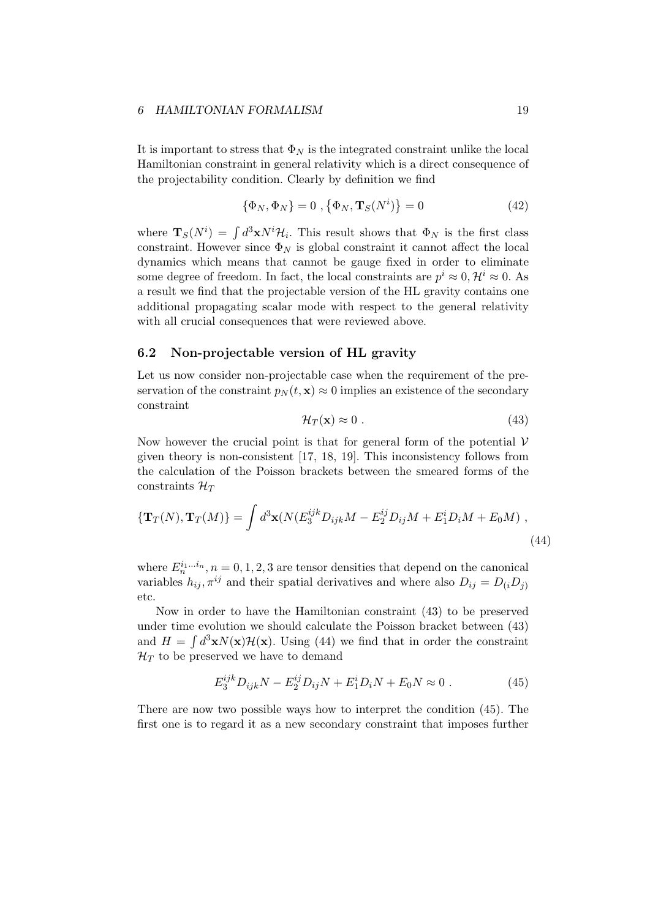It is important to stress that $\Phi_N$ is the integrated constraint unlike the local Hamiltonian constraint in general relativity which is a direct consequence of the projectability condition. Clearly by definition we find

$$\{\Phi_N, \Phi_N\} = 0 \ , \left\{\Phi_N, \mathbf{T}_S(N^i)\right\} = 0 \tag{42}$$

where $\mathbf{T}_S(N^i) = \int d^3\mathbf{x} N^i \mathcal{H}_i$. This result shows that $\Phi_N$ is the first class constraint. However since $\Phi_N$ is global constraint it cannot affect the local dynamics which means that cannot be gauge fixed in order to eliminate some degree of freedom. In fact, the local constraints are $p^i \approx 0, \mathcal{H}^i \approx 0$. As a result we find that the projectable version of the HL gravity contains one additional propagating scalar mode with respect to the general relativity with all crucial consequences that were reviewed above.

### 6.2 Non-projectable version of HL gravity

Let us now consider non-projectable case when the requirement of the preservation of the constraint $p_N(t, \mathbf{x}) \approx 0$ implies an existence of the secondary constraint

$$\mathcal{H}_T(\mathbf{x}) \approx 0 \ . \tag{43}$$

Now however the crucial point is that for general form of the potential $\mathcal{V}$ given theory is non-consistent [17, 18, 19]. This inconsistency follows from the calculation of the Poisson brackets between the smeared forms of the constraints $\mathcal{H}_T$

$$\{\mathbf{T}_T(N), \mathbf{T}_T(M)\} = \int d^3\mathbf{x}(N(E_3^{ijk} D_{ijk} M - E_2^{ij} D_{ij} M + E_1^i D_i M + E_0 M) \ , \tag{44}$$

where $E_n^{i_1 \dots i_n}, n = 0, 1, 2, 3$ are tensor densities that depend on the canonical variables $h_{ij}, \pi^{ij}$ and their spatial derivatives and where also $D_{ij} = D_{(i} D_{j)}$ etc.

Now in order to have the Hamiltonian constraint (43) to be preserved under time evolution we should calculate the Poisson bracket between (43) and $H = \int d^3\mathbf{x} N(\mathbf{x}) \mathcal{H}(\mathbf{x})$. Using (44) we find that in order the constraint $\mathcal{H}_T$ to be preserved we have to demand

$$E_3^{ijk} D_{ijk} N - E_2^{ij} D_{ij} N + E_1^i D_i N + E_0 N \approx 0 \ . \tag{45}$$

There are now two possible ways how to interpret the condition (45). The first one is to regard it as a new secondary constraint that imposes further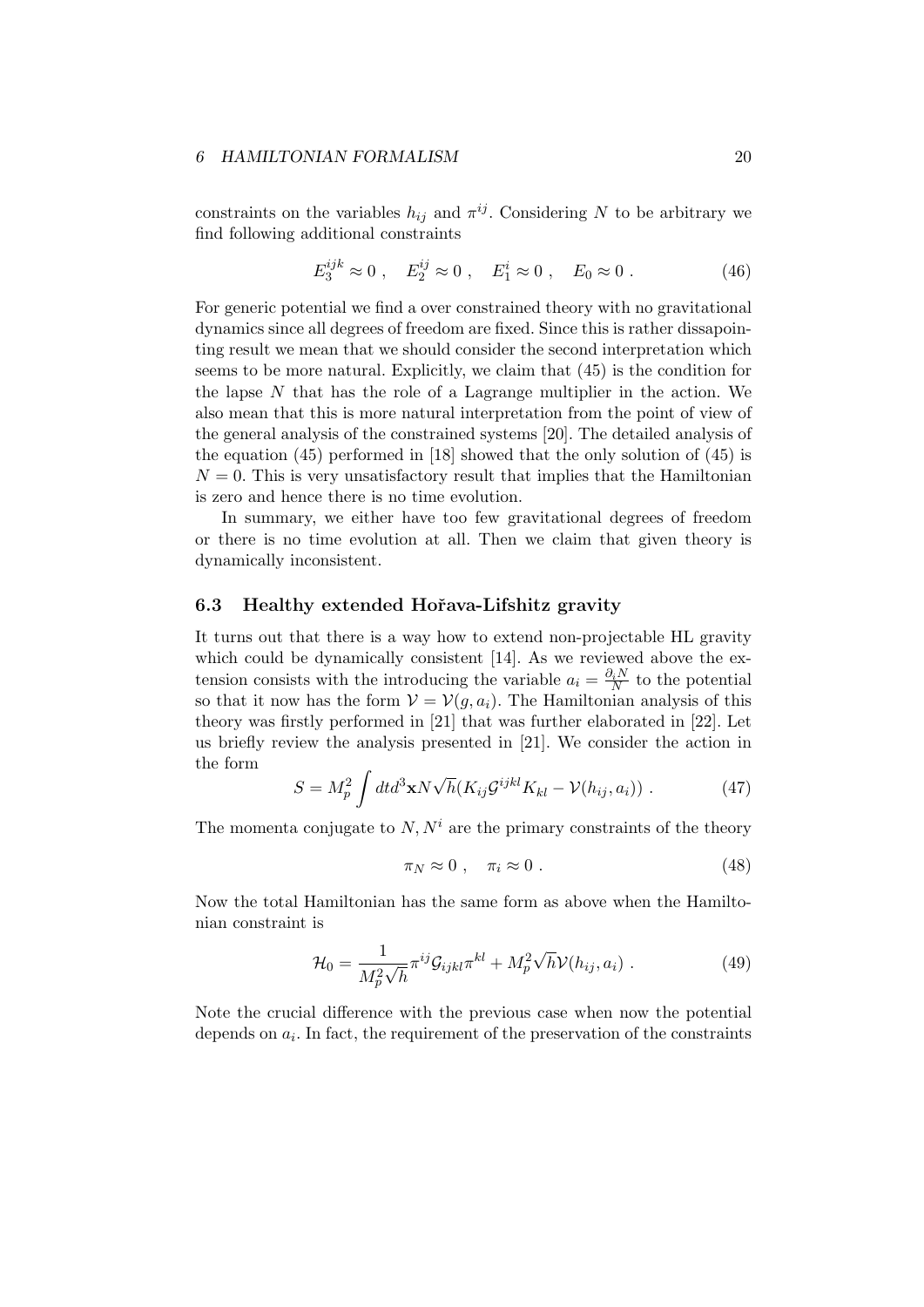constraints on the variables $h_{ij}$ and $\pi^{ij}$. Considering $N$ to be arbitrary we find following additional constraints

$$E_3^{ijk} \approx 0 \ , \quad E_2^{ij} \approx 0 \ , \quad E_1^i \approx 0 \ , \quad E_0 \approx 0 \ . \tag{46}$$

For generic potential we find a over constrained theory with no gravitational dynamics since all degrees of freedom are fixed. Since this is rather dissapointing result we mean that we should consider the second interpretation which seems to be more natural. Explicitly, we claim that (45) is the condition for the lapse $N$ that has the role of a Lagrange multiplier in the action. We also mean that this is more natural interpretation from the point of view of the general analysis of the constrained systems [20]. The detailed analysis of the equation (45) performed in [18] showed that the only solution of (45) is $N = 0$. This is very unsatisfactory result that implies that the Hamiltonian is zero and hence there is no time evolution.

In summary, we either have too few gravitational degrees of freedom or there is no time evolution at all. Then we claim that given theory is dynamically inconsistent.

### 6.3 Healthy extended Hořava-Lifshitz gravity

It turns out that there is a way how to extend non-projectable HL gravity which could be dynamically consistent [14]. As we reviewed above the extension consists with the introducing the variable $a_i = \frac{\partial_i N}{N}$ to the potential so that it now has the form $\mathcal{V} = \mathcal{V}(g, a_i)$. The Hamiltonian analysis of this theory was firstly performed in [21] that was further elaborated in [22]. Let us briefly review the analysis presented in [21]. We consider the action in the form

$$S = M_p^2 \int dt d^3\mathbf{x} N\sqrt{h}(K_{ij}\mathcal{G}^{ijkl}K_{kl} - \mathcal{V}(h_{ij}, a_i)) \ . \tag{47}$$

The momenta conjugate to $N, N^i$ are the primary constraints of the theory

$$\pi_N \approx 0 \ , \quad \pi_i \approx 0 \ . \tag{48}$$

Now the total Hamiltonian has the same form as above when the Hamiltonian constraint is

$$\mathcal{H}_0 = \frac{1}{M_p^2\sqrt{h}}\pi^{ij}\mathcal{G}_{ijkl}\pi^{kl} + M_p^2\sqrt{h}\mathcal{V}(h_{ij}, a_i) \ . \tag{49}$$

Note the crucial difference with the previous case when now the potential depends on $a_i$. In fact, the requirement of the preservation of the constraints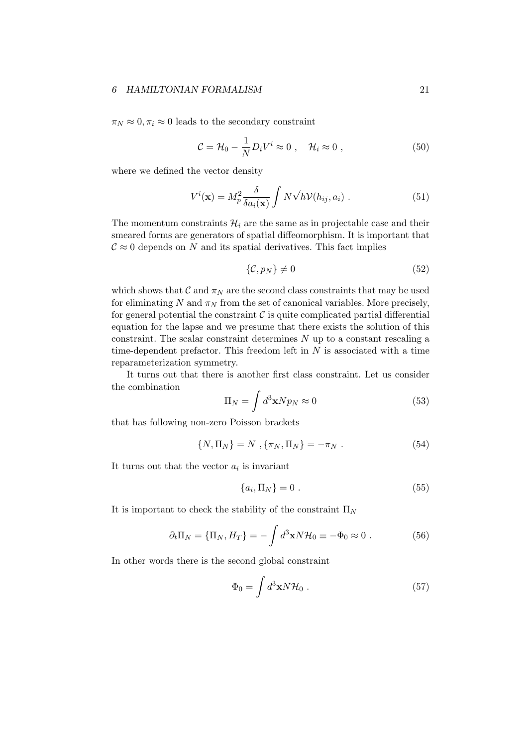$\pi_N \approx 0, \pi_i \approx 0$ leads to the secondary constraint

$$\mathcal{C} = \mathcal{H}_0 - \frac{1}{N} D_i V^i \approx 0 \ , \quad \mathcal{H}_i \approx 0 \ , \tag{50}$$

where we defined the vector density

$$V^i(\mathbf{x}) = M_p^2 \frac{\delta}{\delta a_i(\mathbf{x})} \int N\sqrt{h} \mathcal{V}(h_{ij}, a_i) \ . \tag{51}$$

The momentum constraints $\mathcal{H}_i$ are the same as in projectable case and their smeared forms are generators of spatial diffeomorphism. It is important that $\mathcal{C} \approx 0$ depends on $N$ and its spatial derivatives. This fact implies

$$\{\mathcal{C}, p_N\} \neq 0 \tag{52}$$

which shows that $\mathcal{C}$ and $\pi_N$ are the second class constraints that may be used for eliminating $N$ and $\pi_N$ from the set of canonical variables. More precisely, for general potential the constraint $\mathcal{C}$ is quite complicated partial differential equation for the lapse and we presume that there exists the solution of this constraint. The scalar constraint determines $N$ up to a constant rescaling a time-dependent prefactor. This freedom left in $N$ is associated with a time reparameterization symmetry.

It turns out that there is another first class constraint. Let us consider the combination

$$\Pi_N = \int d^3\mathbf{x} N p_N \approx 0 \tag{53}$$

that has following non-zero Poisson brackets

$$\{N, \Pi_N\} = N \ , \{\pi_N, \Pi_N\} = -\pi_N \ . \tag{54}$$

It turns out that the vector $a_i$ is invariant

$$\{a_i, \Pi_N\} = 0 \ . \tag{55}$$

It is important to check the stability of the constraint $\Pi_N$

$$\partial_t \Pi_N = \{\Pi_N, H_T\} = -\int d^3\mathbf{x} N \mathcal{H}_0 \equiv -\Phi_0 \approx 0 \ . \tag{56}$$

In other words there is the second global constraint

$$\Phi_0 = \int d^3\mathbf{x} N \mathcal{H}_0 \ . \tag{57}$$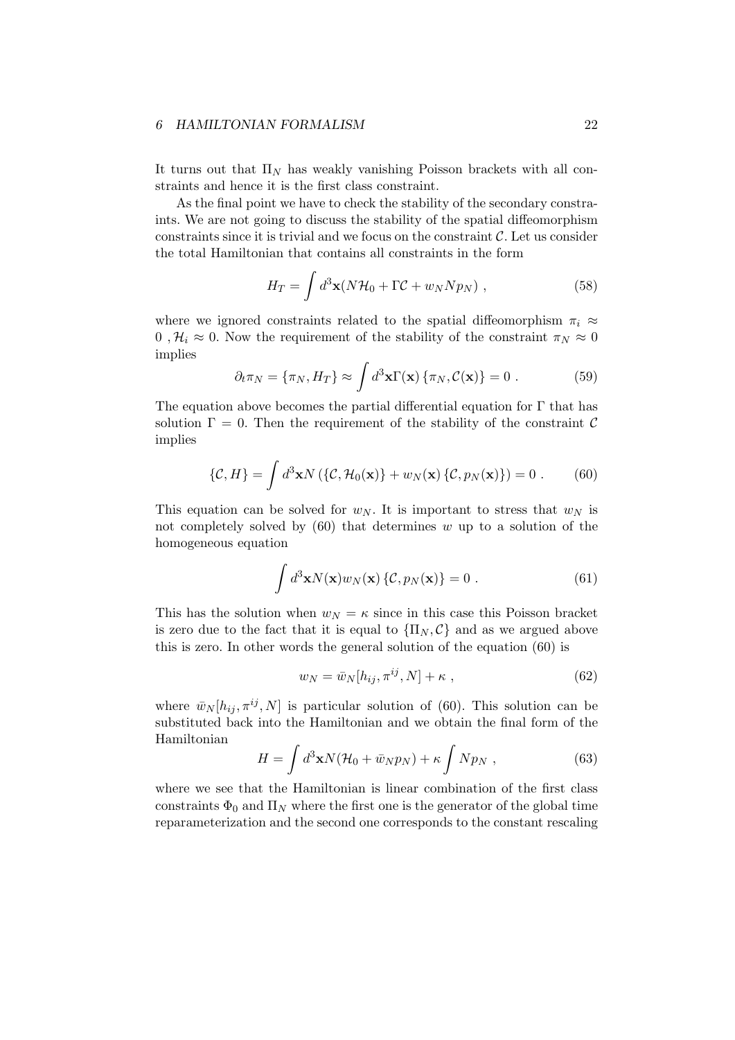It turns out that $\Pi_N$ has weakly vanishing Poisson brackets with all constraints and hence it is the first class constraint.

As the final point we have to check the stability of the secondary constraints. We are not going to discuss the stability of the spatial diffeomorphism constraints since it is trivial and we focus on the constraint $\mathcal{C}$. Let us consider the total Hamiltonian that contains all constraints in the form

$$H_T = \int d^3\mathbf{x}(N\mathcal{H}_0 + \Gamma\mathcal{C} + w_N N p_N) \ , \tag{58}$$

where we ignored constraints related to the spatial diffeomorphism $\pi_i \approx 0$ , $\mathcal{H}_i \approx 0$. Now the requirement of the stability of the constraint $\pi_N \approx 0$ implies

$$\partial_t \pi_N = \{\pi_N, H_T\} \approx \int d^3\mathbf{x}\Gamma(\mathbf{x}) \{\pi_N, \mathcal{C}(\mathbf{x})\} = 0 \ . \tag{59}$$

The equation above becomes the partial differential equation for $\Gamma$ that has solution $\Gamma = 0$. Then the requirement of the stability of the constraint $\mathcal{C}$ implies

$$\{\mathcal{C}, H\} = \int d^3\mathbf{x} N \left(\{\mathcal{C}, \mathcal{H}_0(\mathbf{x})\} + w_N(\mathbf{x}) \{\mathcal{C}, p_N(\mathbf{x})\}\right) = 0 \ . \tag{60}$$

This equation can be solved for $w_N$. It is important to stress that $w_N$ is not completely solved by (60) that determines $w$ up to a solution of the homogeneous equation

$$\int d^3\mathbf{x} N(\mathbf{x}) w_N(\mathbf{x}) \{\mathcal{C}, p_N(\mathbf{x})\} = 0 \ . \tag{61}$$

This has the solution when $w_N = \kappa$ since in this case this Poisson bracket is zero due to the fact that it is equal to $\{\Pi_N, \mathcal{C}\}$ and as we argued above this is zero. In other words the general solution of the equation (60) is

$$w_N = \bar{w}_N[h_{ij}, \pi^{ij}, N] + \kappa \ , \tag{62}$$

where $\bar{w}_N[h_{ij}, \pi^{ij}, N]$ is particular solution of (60). This solution can be substituted back into the Hamiltonian and we obtain the final form of the Hamiltonian

$$H = \int d^3\mathbf{x} N(\mathcal{H}_0 + \bar{w}_N p_N) + \kappa \int N p_N \ , \tag{63}$$

where we see that the Hamiltonian is linear combination of the first class constraints $\Phi_0$ and $\Pi_N$ where the first one is the generator of the global time reparameterization and the second one corresponds to the constant rescaling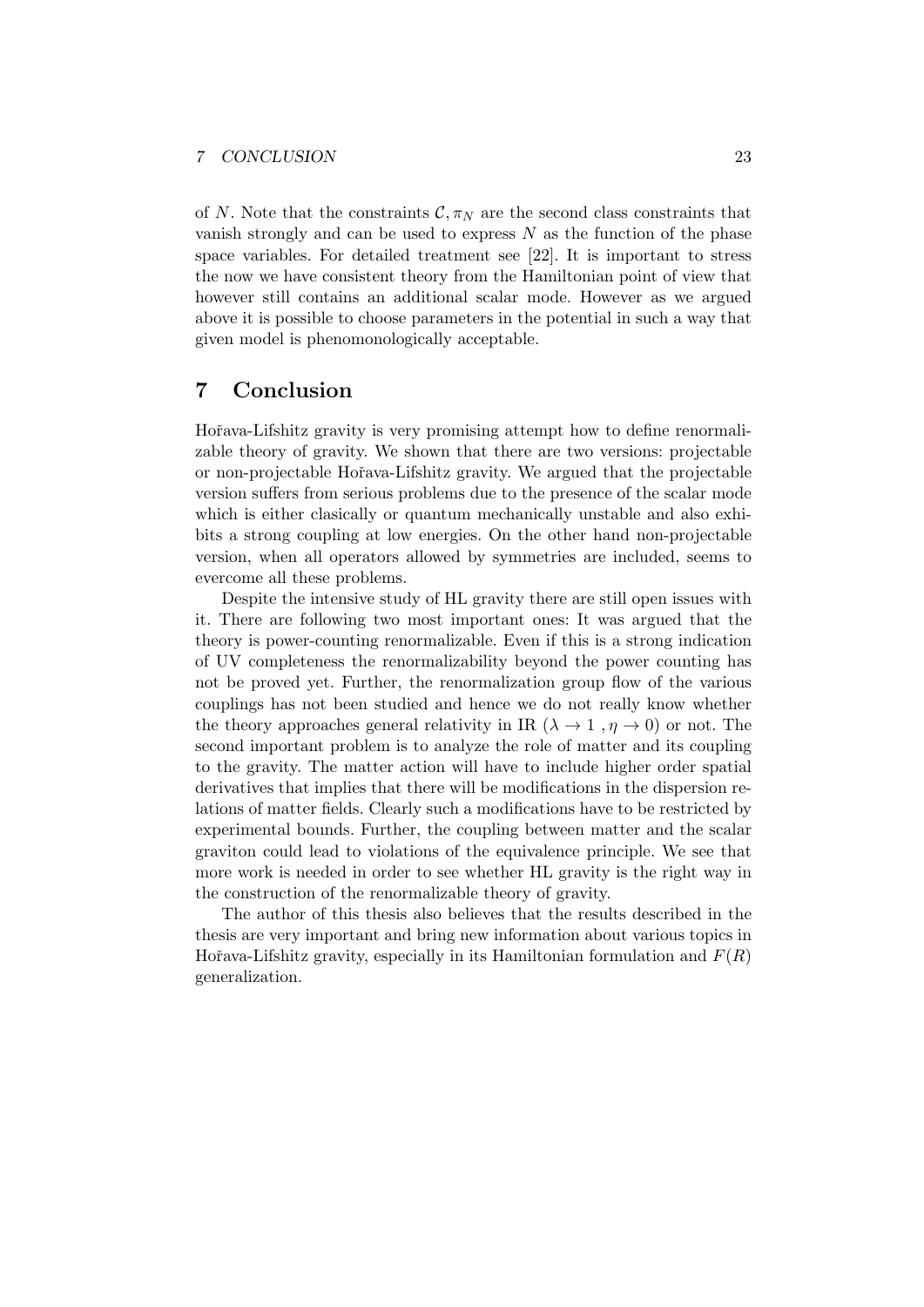of $N$. Note that the constraints $\mathcal{C}, \pi_N$ are the second class constraints that vanish strongly and can be used to express $N$ as the function of the phase space variables. For detailed treatment see [22]. It is important to stress the now we have consistent theory from the Hamiltonian point of view that however still contains an additional scalar mode. However as we argued above it is possible to choose parameters in the potential in such a way that given model is phenomonologically acceptable.

# 7 Conclusion

Hořava-Lifshitz gravity is very promising attempt how to define renormalizable theory of gravity. We shown that there are two versions: projectable or non-projectable Hořava-Lifshitz gravity. We argued that the projectable version suffers from serious problems due to the presence of the scalar mode which is either clasically or quantum mechanically unstable and also exhibits a strong coupling at low energies. On the other hand non-projectable version, when all operators allowed by symmetries are included, seems to evercome all these problems.

Despite the intensive study of HL gravity there are still open issues with it. There are following two most important ones: It was argued that the theory is power-counting renormalizable. Even if this is a strong indication of UV completeness the renormalizability beyond the power counting has not be proved yet. Further, the renormalization group flow of the various couplings has not been studied and hence we do not really know whether the theory approaches general relativity in IR ($\lambda \to 1$ , $\eta \to 0$) or not. The second important problem is to analyze the role of matter and its coupling to the gravity. The matter action will have to include higher order spatial derivatives that implies that there will be modifications in the dispersion relations of matter fields. Clearly such a modifications have to be restricted by experimental bounds. Further, the coupling between matter and the scalar graviton could lead to violations of the equivalence principle. We see that more work is needed in order to see whether HL gravity is the right way in the construction of the renormalizable theory of gravity.

The author of this thesis also believes that the results described in the thesis are very important and bring new information about various topics in Hořava-Lifshitz gravity, especially in its Hamiltonian formulation and $F(R)$ generalization.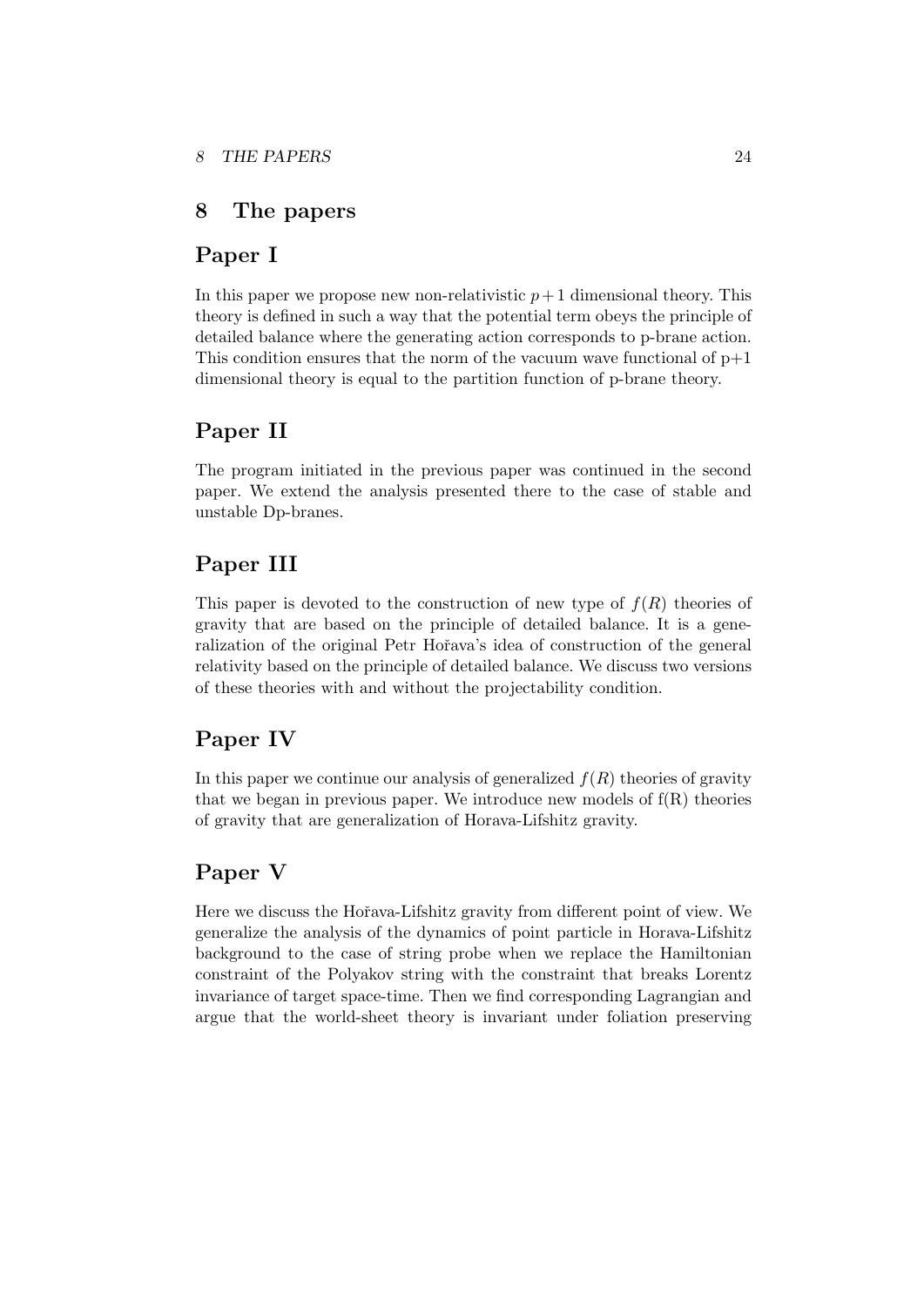# 8 The papers

## Paper I

In this paper we propose new non-relativistic $p+1$ dimensional theory. This theory is defined in such a way that the potential term obeys the principle of detailed balance where the generating action corresponds to p-brane action. This condition ensures that the norm of the vacuum wave functional of p+1 dimensional theory is equal to the partition function of p-brane theory.

## Paper II

The program initiated in the previous paper was continued in the second paper. We extend the analysis presented there to the case of stable and unstable Dp-branes.

## Paper III

This paper is devoted to the construction of new type of $f(R)$ theories of gravity that are based on the principle of detailed balance. It is a generalization of the original Petr Hořava's idea of construction of the general relativity based on the principle of detailed balance. We discuss two versions of these theories with and without the projectability condition.

## Paper IV

In this paper we continue our analysis of generalized $f(R)$ theories of gravity that we began in previous paper. We introduce new models of f(R) theories of gravity that are generalization of Horava-Lifshitz gravity.

## Paper V

Here we discuss the Hořava-Lifshitz gravity from different point of view. We generalize the analysis of the dynamics of point particle in Horava-Lifshitz background to the case of string probe when we replace the Hamiltonian constraint of the Polyakov string with the constraint that breaks Lorentz invariance of target space-time. Then we find corresponding Lagrangian and argue that the world-sheet theory is invariant under foliation preserving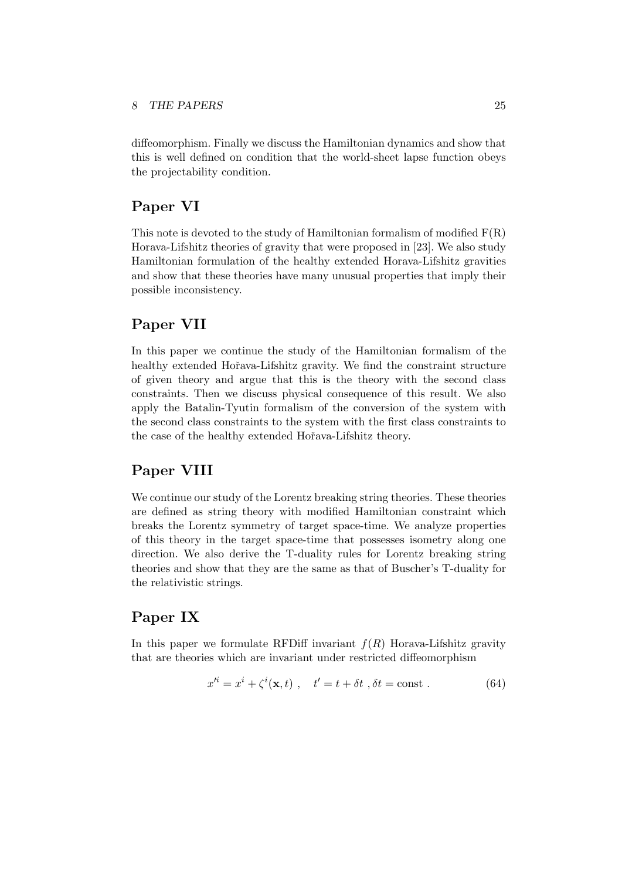diffeomorphism. Finally we discuss the Hamiltonian dynamics and show that this is well defined on condition that the world-sheet lapse function obeys the projectability condition.

## Paper VI

This note is devoted to the study of Hamiltonian formalism of modified F(R) Horava-Lifshitz theories of gravity that were proposed in [23]. We also study Hamiltonian formulation of the healthy extended Horava-Lifshitz gravities and show that these theories have many unusual properties that imply their possible inconsistency.

## Paper VII

In this paper we continue the study of the Hamiltonian formalism of the healthy extended Hořava-Lifshitz gravity. We find the constraint structure of given theory and argue that this is the theory with the second class constraints. Then we discuss physical consequence of this result. We also apply the Batalin-Tyutin formalism of the conversion of the system with the second class constraints to the system with the first class constraints to the case of the healthy extended Hořava-Lifshitz theory.

## Paper VIII

We continue our study of the Lorentz breaking string theories. These theories are defined as string theory with modified Hamiltonian constraint which breaks the Lorentz symmetry of target space-time. We analyze properties of this theory in the target space-time that possesses isometry along one direction. We also derive the T-duality rules for Lorentz breaking string theories and show that they are the same as that of Buscher's T-duality for the relativistic strings.

## Paper IX

In this paper we formulate RFDiff invariant $f(R)$ Horava-Lifshitz gravity that are theories which are invariant under restricted diffeomorphism

$$x'^i = x^i + \zeta^i(\mathbf{x}, t) \ , \quad t' = t + \delta t \ , \delta t = \text{const} \ . \tag{64}$$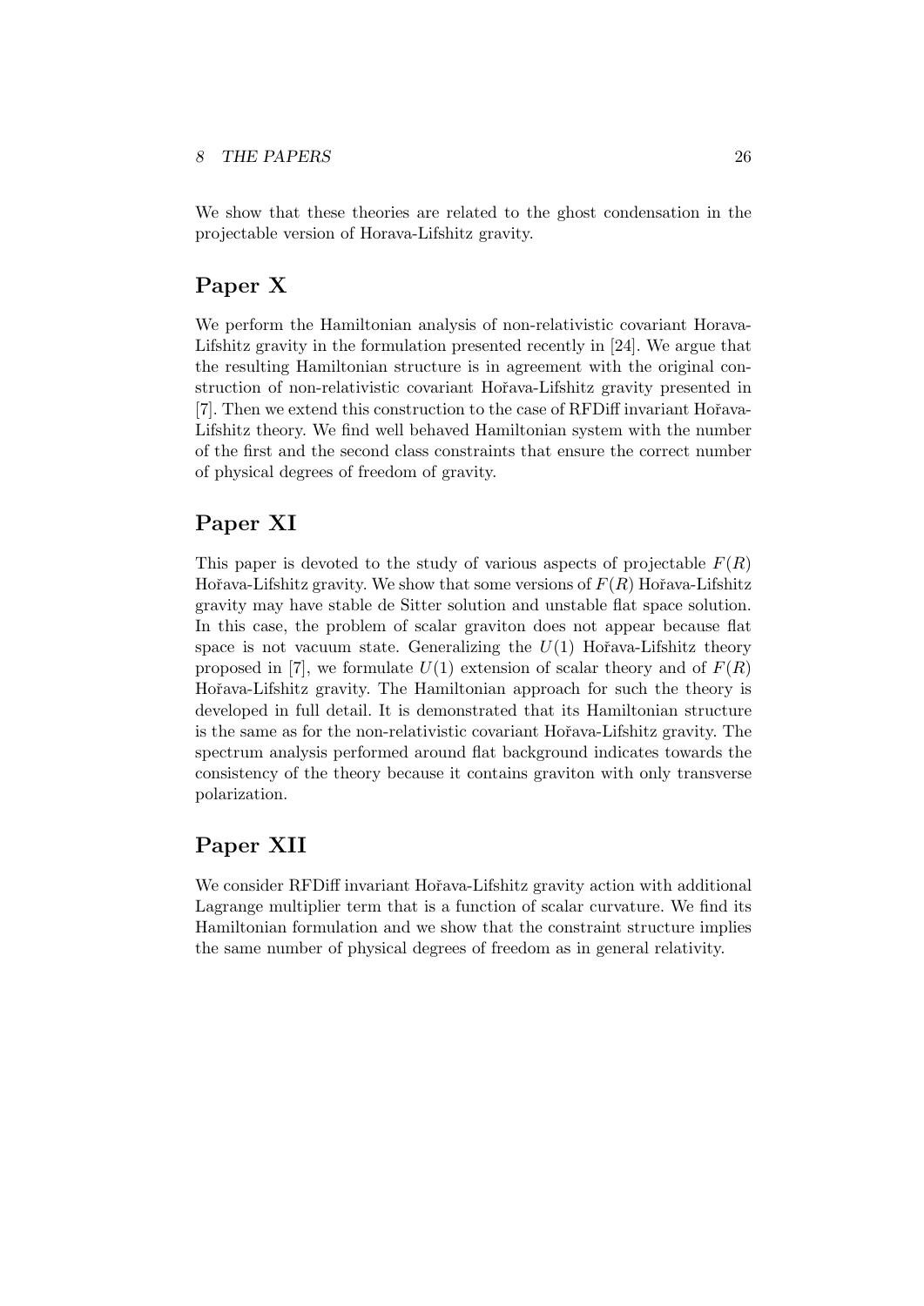We show that these theories are related to the ghost condensation in the projectable version of Horava-Lifshitz gravity.

## Paper X

We perform the Hamiltonian analysis of non-relativistic covariant Horava-Lifshitz gravity in the formulation presented recently in [24]. We argue that the resulting Hamiltonian structure is in agreement with the original construction of non-relativistic covariant Hořava-Lifshitz gravity presented in [7]. Then we extend this construction to the case of RFDiff invariant Hořava-Lifshitz theory. We find well behaved Hamiltonian system with the number of the first and the second class constraints that ensure the correct number of physical degrees of freedom of gravity.

## Paper XI

This paper is devoted to the study of various aspects of projectable $F(R)$ Hořava-Lifshitz gravity. We show that some versions of $F(R)$ Hořava-Lifshitz gravity may have stable de Sitter solution and unstable flat space solution. In this case, the problem of scalar graviton does not appear because flat space is not vacuum state. Generalizing the $U(1)$ Hořava-Lifshitz theory proposed in [7], we formulate $U(1)$ extension of scalar theory and of $F(R)$ Hořava-Lifshitz gravity. The Hamiltonian approach for such the theory is developed in full detail. It is demonstrated that its Hamiltonian structure is the same as for the non-relativistic covariant Hořava-Lifshitz gravity. The spectrum analysis performed around flat background indicates towards the consistency of the theory because it contains graviton with only transverse polarization.

## Paper XII

We consider RFDiff invariant Hořava-Lifshitz gravity action with additional Lagrange multiplier term that is a function of scalar curvature. We find its Hamiltonian formulation and we show that the constraint structure implies the same number of physical degrees of freedom as in general relativity.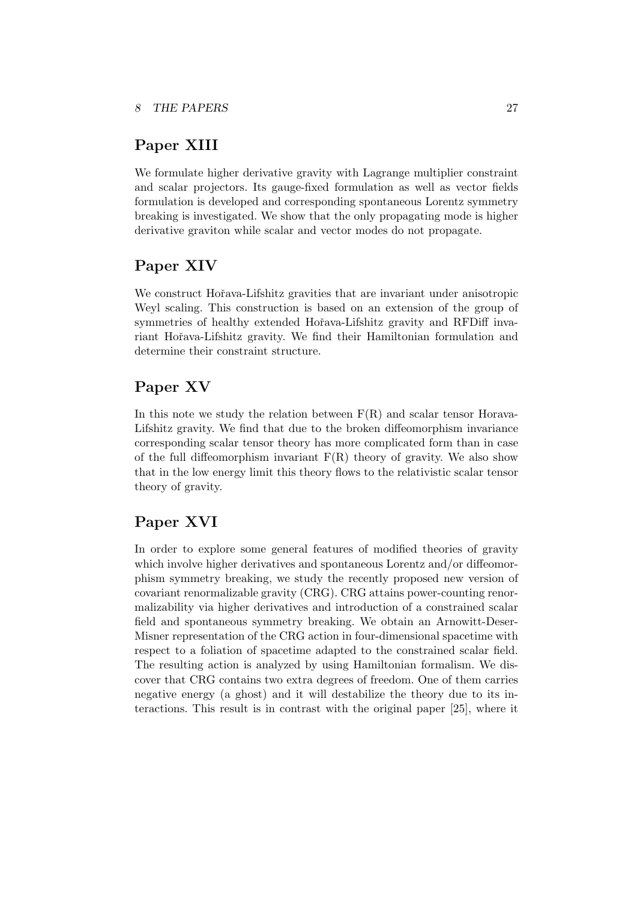## Paper XIII

We formulate higher derivative gravity with Lagrange multiplier constraint and scalar projectors. Its gauge-fixed formulation as well as vector fields formulation is developed and corresponding spontaneous Lorentz symmetry breaking is investigated. We show that the only propagating mode is higher derivative graviton while scalar and vector modes do not propagate.

## Paper XIV

We construct Hořava-Lifshitz gravities that are invariant under anisotropic Weyl scaling. This construction is based on an extension of the group of symmetries of healthy extended Hořava-Lifshitz gravity and RFDiff invariant Hořava-Lifshitz gravity. We find their Hamiltonian formulation and determine their constraint structure.

## Paper XV

In this note we study the relation between F(R) and scalar tensor Horava-Lifshitz gravity. We find that due to the broken diffeomorphism invariance corresponding scalar tensor theory has more complicated form than in case of the full diffeomorphism invariant F(R) theory of gravity. We also show that in the low energy limit this theory flows to the relativistic scalar tensor theory of gravity.

## Paper XVI

In order to explore some general features of modified theories of gravity which involve higher derivatives and spontaneous Lorentz and/or diffeomorphism symmetry breaking, we study the recently proposed new version of covariant renormalizable gravity (CRG). CRG attains power-counting renormalizability via higher derivatives and introduction of a constrained scalar field and spontaneous symmetry breaking. We obtain an Arnowitt-Deser-Misner representation of the CRG action in four-dimensional spacetime with respect to a foliation of spacetime adapted to the constrained scalar field. The resulting action is analyzed by using Hamiltonian formalism. We discover that CRG contains two extra degrees of freedom. One of them carries negative energy (a ghost) and it will destabilize the theory due to its interactions. This result is in contrast with the original paper [25], where it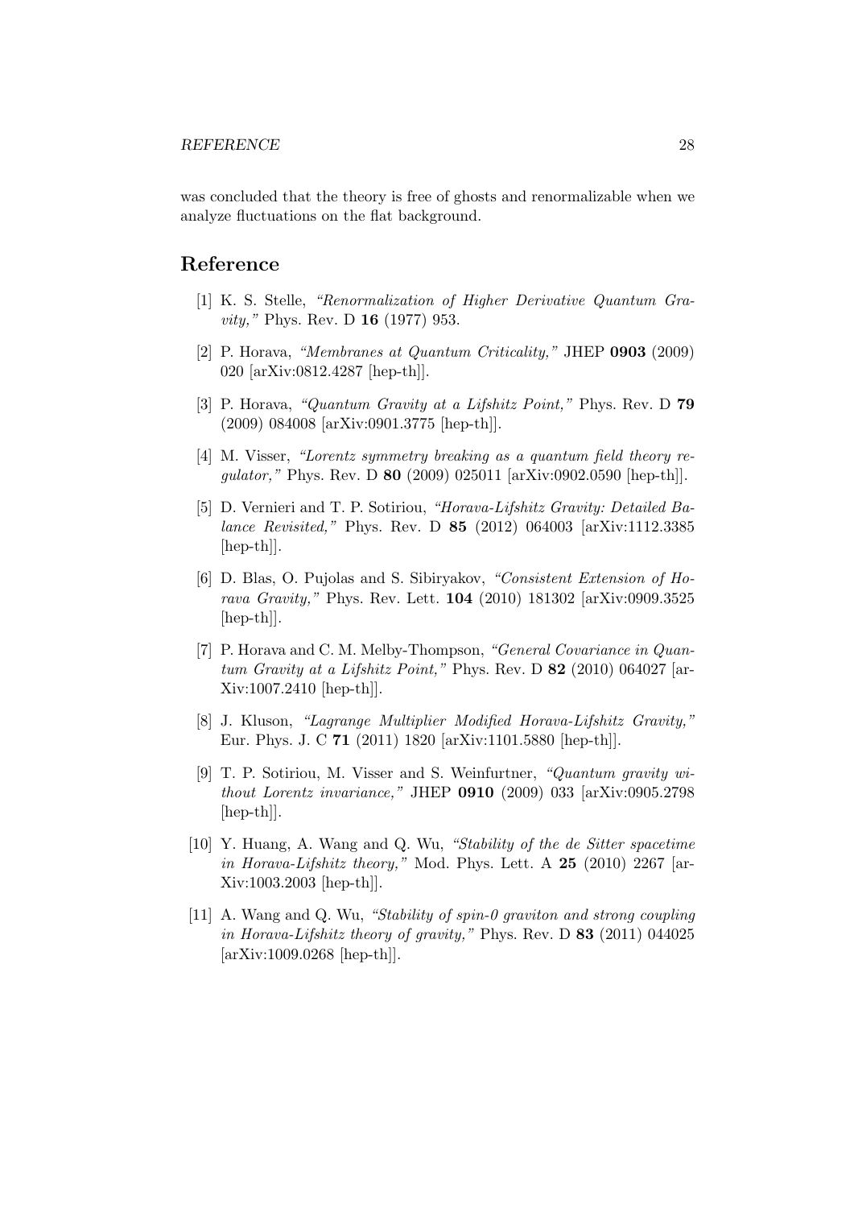was concluded that the theory is free of ghosts and renormalizable when we analyze fluctuations on the flat background.

## Reference

[1] K. S. Stelle, *"Renormalization of Higher Derivative Quantum Gravity,"* Phys. Rev. D **16** (1977) 953.

[2] P. Horava, *"Membranes at Quantum Criticality,"* JHEP **0903** (2009) 020 [arXiv:0812.4287 [hep-th]].

[3] P. Horava, *"Quantum Gravity at a Lifshitz Point,"* Phys. Rev. D **79** (2009) 084008 [arXiv:0901.3775 [hep-th]].

[4] M. Visser, *"Lorentz symmetry breaking as a quantum field theory regulator,"* Phys. Rev. D **80** (2009) 025011 [arXiv:0902.0590 [hep-th]].

[5] D. Vernieri and T. P. Sotiriou, *"Horava-Lifshitz Gravity: Detailed Balance Revisited,"* Phys. Rev. D **85** (2012) 064003 [arXiv:1112.3385 [hep-th]].

[6] D. Blas, O. Pujolas and S. Sibiryakov, *"Consistent Extension of Horava Gravity,"* Phys. Rev. Lett. **104** (2010) 181302 [arXiv:0909.3525 [hep-th]].

[7] P. Horava and C. M. Melby-Thompson, *"General Covariance in Quantum Gravity at a Lifshitz Point,"* Phys. Rev. D **82** (2010) 064027 [arXiv:1007.2410 [hep-th]].

[8] J. Kluson, *"Lagrange Multiplier Modified Horava-Lifshitz Gravity,"* Eur. Phys. J. C **71** (2011) 1820 [arXiv:1101.5880 [hep-th]].

[9] T. P. Sotiriou, M. Visser and S. Weinfurtner, *"Quantum gravity without Lorentz invariance,"* JHEP **0910** (2009) 033 [arXiv:0905.2798 [hep-th]].

[10] Y. Huang, A. Wang and Q. Wu, *"Stability of the de Sitter spacetime in Horava-Lifshitz theory,"* Mod. Phys. Lett. A **25** (2010) 2267 [arXiv:1003.2003 [hep-th]].

[11] A. Wang and Q. Wu, *"Stability of spin-0 graviton and strong coupling in Horava-Lifshitz theory of gravity,"* Phys. Rev. D **83** (2011) 044025 [arXiv:1009.0268 [hep-th]].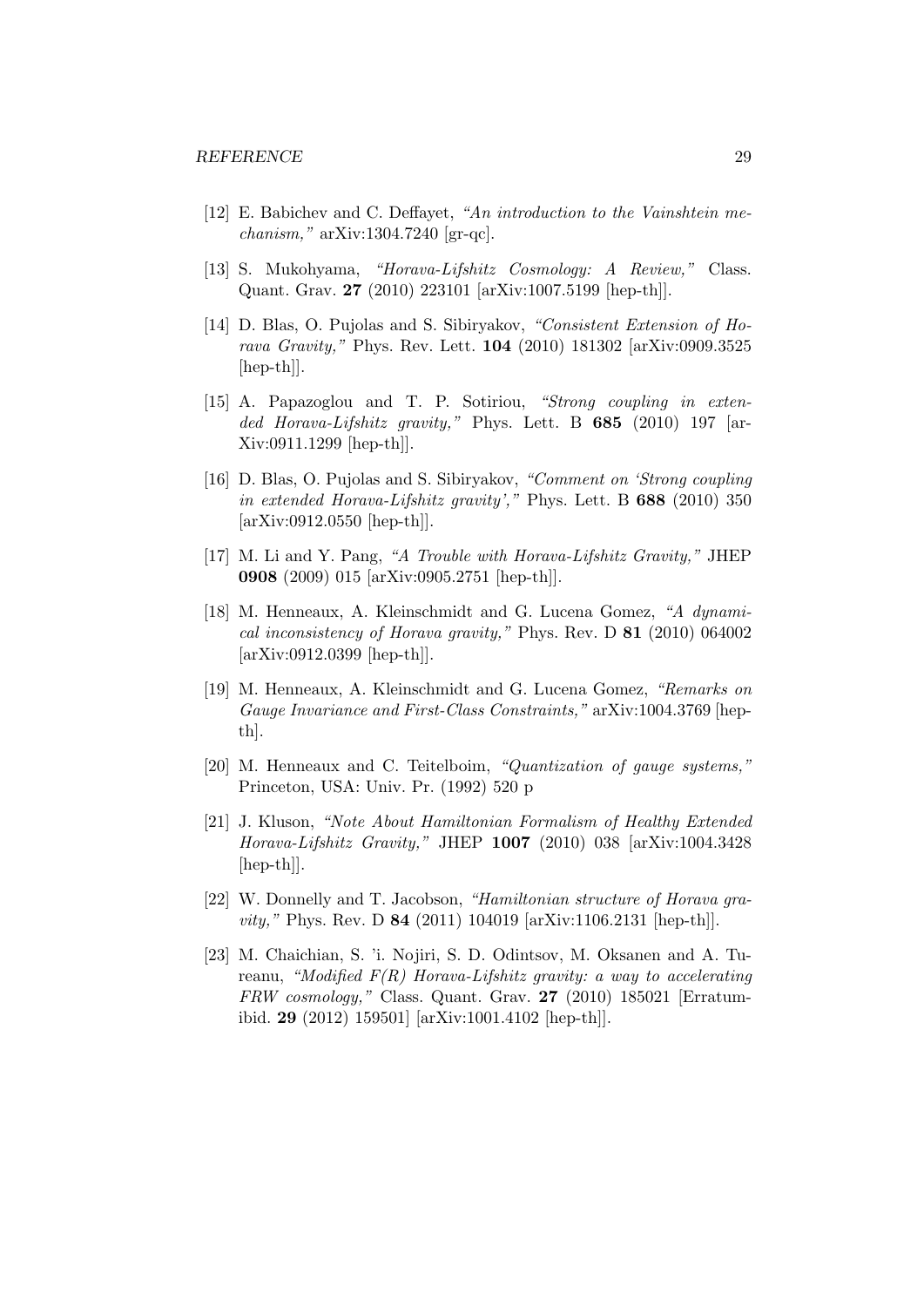[12] E. Babichev and C. Deffayet, *"An introduction to the Vainshtein mechanism,"* arXiv:1304.7240 [gr-qc].

[13] S. Mukohyama, *"Horava-Lifshitz Cosmology: A Review,"* Class. Quant. Grav. **27** (2010) 223101 [arXiv:1007.5199 [hep-th]].

[14] D. Blas, O. Pujolas and S. Sibiryakov, *"Consistent Extension of Horava Gravity,"* Phys. Rev. Lett. **104** (2010) 181302 [arXiv:0909.3525 [hep-th]].

[15] A. Papazoglou and T. P. Sotiriou, *"Strong coupling in extended Horava-Lifshitz gravity,"* Phys. Lett. B **685** (2010) 197 [arXiv:0911.1299 [hep-th]].

[16] D. Blas, O. Pujolas and S. Sibiryakov, *"Comment on 'Strong coupling in extended Horava-Lifshitz gravity',"* Phys. Lett. B **688** (2010) 350 [arXiv:0912.0550 [hep-th]].

[17] M. Li and Y. Pang, *"A Trouble with Horava-Lifshitz Gravity,"* JHEP **0908** (2009) 015 [arXiv:0905.2751 [hep-th]].

[18] M. Henneaux, A. Kleinschmidt and G. Lucena Gomez, *"A dynamical inconsistency of Horava gravity,"* Phys. Rev. D **81** (2010) 064002 [arXiv:0912.0399 [hep-th]].

[19] M. Henneaux, A. Kleinschmidt and G. Lucena Gomez, *"Remarks on Gauge Invariance and First-Class Constraints,"* arXiv:1004.3769 [hep-th].

[20] M. Henneaux and C. Teitelboim, *"Quantization of gauge systems,"* Princeton, USA: Univ. Pr. (1992) 520 p

[21] J. Kluson, *"Note About Hamiltonian Formalism of Healthy Extended Horava-Lifshitz Gravity,"* JHEP **1007** (2010) 038 [arXiv:1004.3428 [hep-th]].

[22] W. Donnelly and T. Jacobson, *"Hamiltonian structure of Horava gravity,"* Phys. Rev. D **84** (2011) 104019 [arXiv:1106.2131 [hep-th]].

[23] M. Chaichian, S. 'i. Nojiri, S. D. Odintsov, M. Oksanen and A. Tureanu, *"Modified F(R) Horava-Lifshitz gravity: a way to accelerating FRW cosmology,"* Class. Quant. Grav. **27** (2010) 185021 [Erratum-ibid. **29** (2012) 159501] [arXiv:1001.4102 [hep-th]].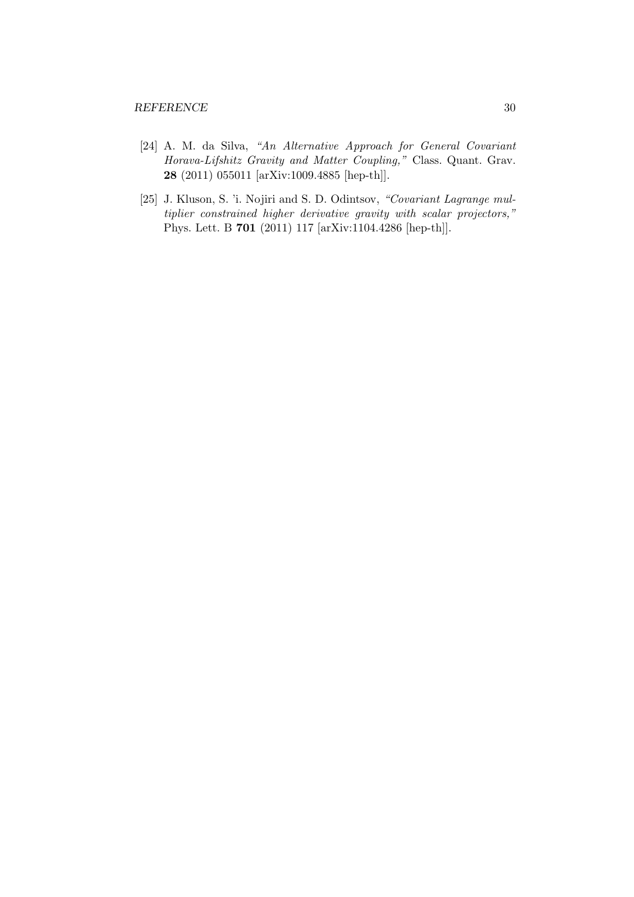[24] A. M. da Silva, *"An Alternative Approach for General Covariant Horava-Lifshitz Gravity and Matter Coupling,"* Class. Quant. Grav. **28** (2011) 055011 [arXiv:1009.4885 [hep-th]].

[25] J. Kluson, S. 'i. Nojiri and S. D. Odintsov, *"Covariant Lagrange multiplier constrained higher derivative gravity with scalar projectors,"* Phys. Lett. B **701** (2011) 117 [arXiv:1104.4286 [hep-th]].